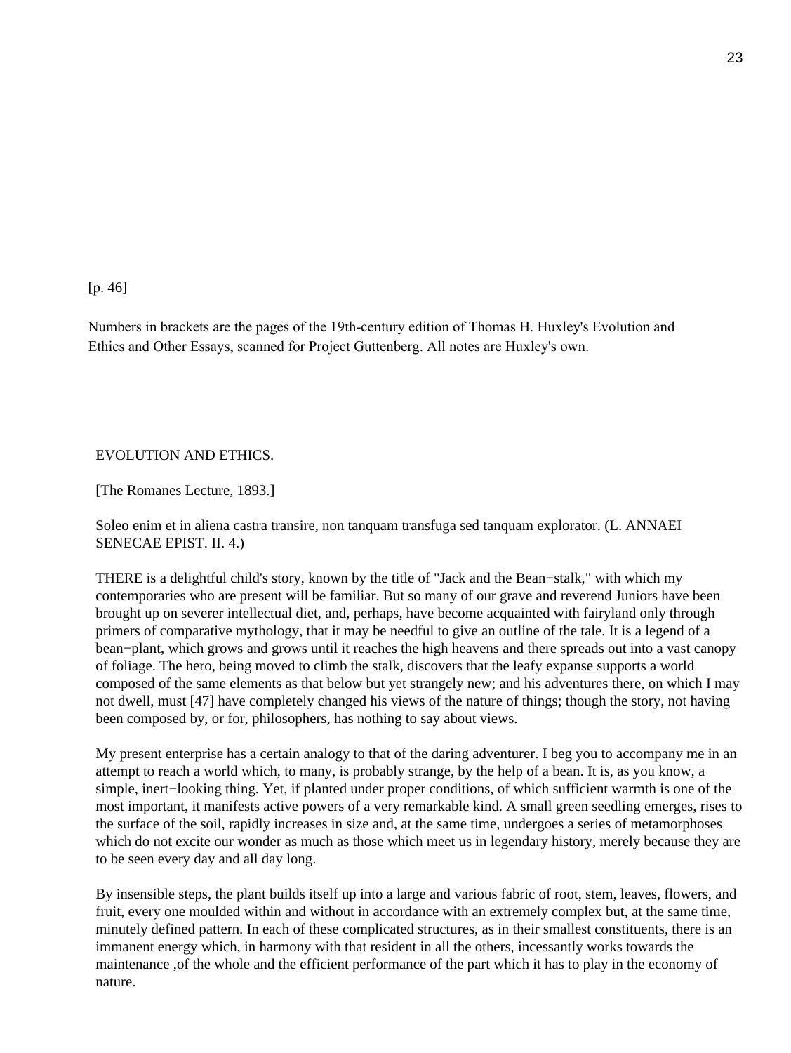[p. 46]

Numbers in brackets are the pages of the 19th-century edition of Thomas H. Huxley's Evolution and Ethics and Other Essays, scanned for Project Guttenberg. All notes are Huxley's own.

# EVOLUTION AND ETHICS.

[The Romanes Lecture, 1893.]

Soleo enim et in aliena castra transire, non tanquam transfuga sed tanquam explorator. (L. ANNAEI SENECAE EPIST. II. 4.)

THERE is a delightful child's story, known by the title of "Jack and the Bean−stalk," with which my contemporaries who are present will be familiar. But so many of our grave and reverend Juniors have been brought up on severer intellectual diet, and, perhaps, have become acquainted with fairyland only through primers of comparative mythology, that it may be needful to give an outline of the tale. It is a legend of a bean−plant, which grows and grows until it reaches the high heavens and there spreads out into a vast canopy of foliage. The hero, being moved to climb the stalk, discovers that the leafy expanse supports a world composed of the same elements as that below but yet strangely new; and his adventures there, on which I may not dwell, must [47] have completely changed his views of the nature of things; though the story, not having been composed by, or for, philosophers, has nothing to say about views.

My present enterprise has a certain analogy to that of the daring adventurer. I beg you to accompany me in an attempt to reach a world which, to many, is probably strange, by the help of a bean. It is, as you know, a simple, inert−looking thing. Yet, if planted under proper conditions, of which sufficient warmth is one of the most important, it manifests active powers of a very remarkable kind. A small green seedling emerges, rises to the surface of the soil, rapidly increases in size and, at the same time, undergoes a series of metamorphoses which do not excite our wonder as much as those which meet us in legendary history, merely because they are to be seen every day and all day long.

By insensible steps, the plant builds itself up into a large and various fabric of root, stem, leaves, flowers, and fruit, every one moulded within and without in accordance with an extremely complex but, at the same time, minutely defined pattern. In each of these complicated structures, as in their smallest constituents, there is an immanent energy which, in harmony with that resident in all the others, incessantly works towards the maintenance ,of the whole and the efficient performance of the part which it has to play in the economy of nature.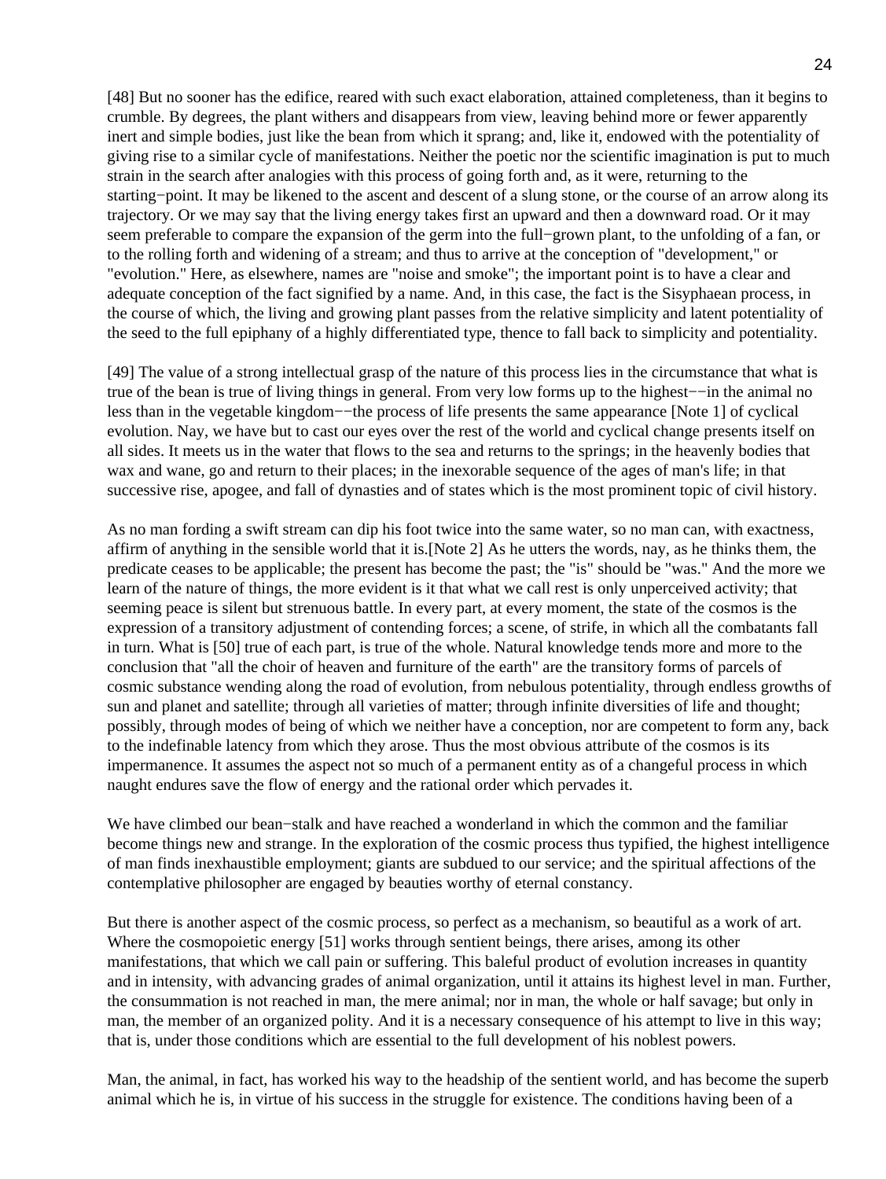[48] But no sooner has the edifice, reared with such exact elaboration, attained completeness, than it begins to crumble. By degrees, the plant withers and disappears from view, leaving behind more or fewer apparently inert and simple bodies, just like the bean from which it sprang; and, like it, endowed with the potentiality of giving rise to a similar cycle of manifestations. Neither the poetic nor the scientific imagination is put to much strain in the search after analogies with this process of going forth and, as it were, returning to the starting−point. It may be likened to the ascent and descent of a slung stone, or the course of an arrow along its trajectory. Or we may say that the living energy takes first an upward and then a downward road. Or it may seem preferable to compare the expansion of the germ into the full−grown plant, to the unfolding of a fan, or to the rolling forth and widening of a stream; and thus to arrive at the conception of "development," or "evolution." Here, as elsewhere, names are "noise and smoke"; the important point is to have a clear and adequate conception of the fact signified by a name. And, in this case, the fact is the Sisyphaean process, in the course of which, the living and growing plant passes from the relative simplicity and latent potentiality of the seed to the full epiphany of a highly differentiated type, thence to fall back to simplicity and potentiality.

[49] The value of a strong intellectual grasp of the nature of this process lies in the circumstance that what is true of the bean is true of living things in general. From very low forms up to the highest−−in the animal no less than in the vegetable kingdom−−the process of life presents the same appearance [Note 1] of cyclical evolution. Nay, we have but to cast our eyes over the rest of the world and cyclical change presents itself on all sides. It meets us in the water that flows to the sea and returns to the springs; in the heavenly bodies that wax and wane, go and return to their places; in the inexorable sequence of the ages of man's life; in that successive rise, apogee, and fall of dynasties and of states which is the most prominent topic of civil history.

As no man fording a swift stream can dip his foot twice into the same water, so no man can, with exactness, affirm of anything in the sensible world that it is.[Note 2] As he utters the words, nay, as he thinks them, the predicate ceases to be applicable; the present has become the past; the "is" should be "was." And the more we learn of the nature of things, the more evident is it that what we call rest is only unperceived activity; that seeming peace is silent but strenuous battle. In every part, at every moment, the state of the cosmos is the expression of a transitory adjustment of contending forces; a scene, of strife, in which all the combatants fall in turn. What is [50] true of each part, is true of the whole. Natural knowledge tends more and more to the conclusion that "all the choir of heaven and furniture of the earth" are the transitory forms of parcels of cosmic substance wending along the road of evolution, from nebulous potentiality, through endless growths of sun and planet and satellite; through all varieties of matter; through infinite diversities of life and thought; possibly, through modes of being of which we neither have a conception, nor are competent to form any, back to the indefinable latency from which they arose. Thus the most obvious attribute of the cosmos is its impermanence. It assumes the aspect not so much of a permanent entity as of a changeful process in which naught endures save the flow of energy and the rational order which pervades it.

We have climbed our bean−stalk and have reached a wonderland in which the common and the familiar become things new and strange. In the exploration of the cosmic process thus typified, the highest intelligence of man finds inexhaustible employment; giants are subdued to our service; and the spiritual affections of the contemplative philosopher are engaged by beauties worthy of eternal constancy.

But there is another aspect of the cosmic process, so perfect as a mechanism, so beautiful as a work of art. Where the cosmopoietic energy [51] works through sentient beings, there arises, among its other manifestations, that which we call pain or suffering. This baleful product of evolution increases in quantity and in intensity, with advancing grades of animal organization, until it attains its highest level in man. Further, the consummation is not reached in man, the mere animal; nor in man, the whole or half savage; but only in man, the member of an organized polity. And it is a necessary consequence of his attempt to live in this way; that is, under those conditions which are essential to the full development of his noblest powers.

Man, the animal, in fact, has worked his way to the headship of the sentient world, and has become the superb animal which he is, in virtue of his success in the struggle for existence. The conditions having been of a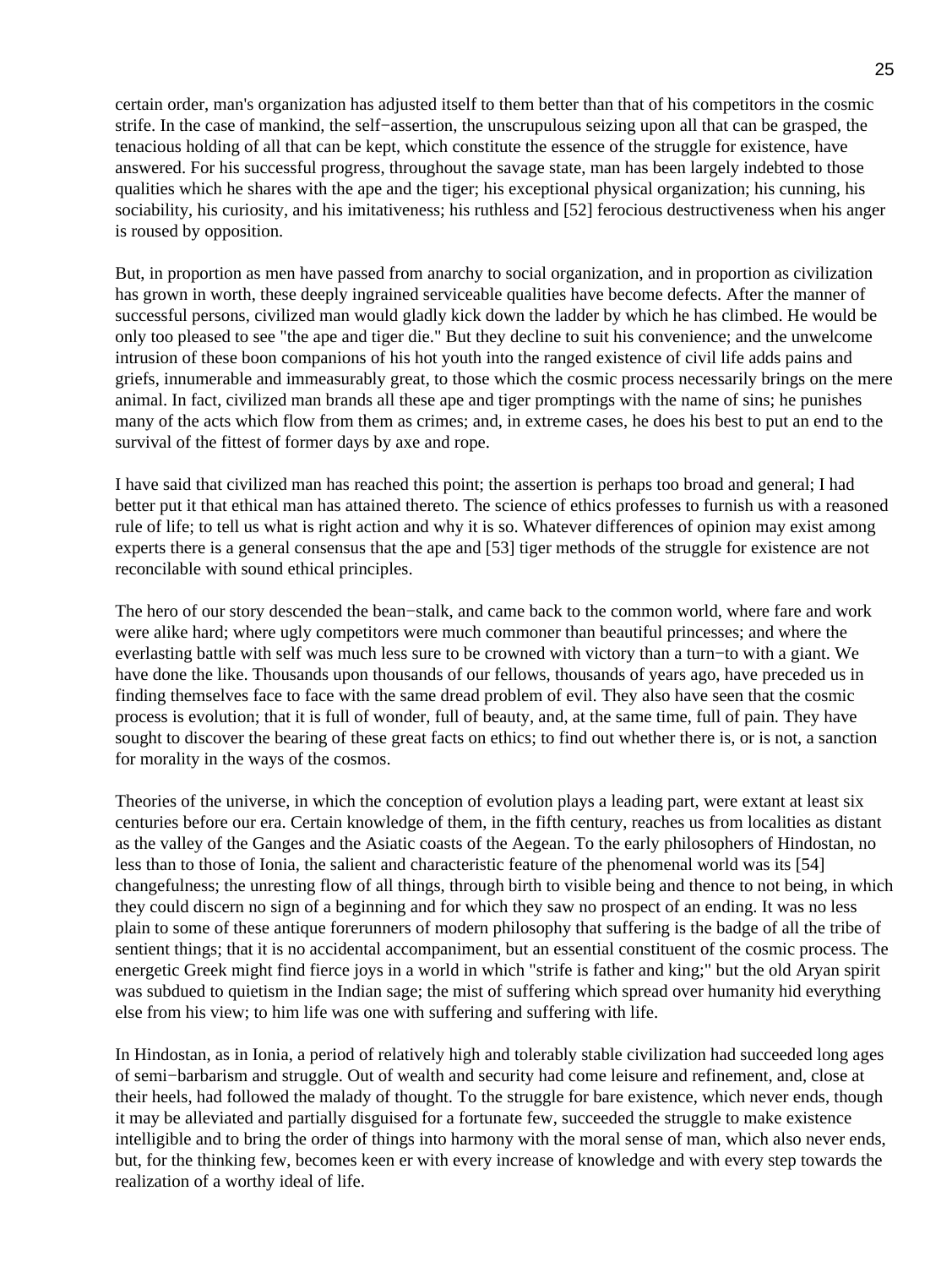certain order, man's organization has adjusted itself to them better than that of his competitors in the cosmic strife. In the case of mankind, the self−assertion, the unscrupulous seizing upon all that can be grasped, the tenacious holding of all that can be kept, which constitute the essence of the struggle for existence, have answered. For his successful progress, throughout the savage state, man has been largely indebted to those qualities which he shares with the ape and the tiger; his exceptional physical organization; his cunning, his sociability, his curiosity, and his imitativeness; his ruthless and [52] ferocious destructiveness when his anger is roused by opposition.

But, in proportion as men have passed from anarchy to social organization, and in proportion as civilization has grown in worth, these deeply ingrained serviceable qualities have become defects. After the manner of successful persons, civilized man would gladly kick down the ladder by which he has climbed. He would be only too pleased to see "the ape and tiger die." But they decline to suit his convenience; and the unwelcome intrusion of these boon companions of his hot youth into the ranged existence of civil life adds pains and griefs, innumerable and immeasurably great, to those which the cosmic process necessarily brings on the mere animal. In fact, civilized man brands all these ape and tiger promptings with the name of sins; he punishes many of the acts which flow from them as crimes; and, in extreme cases, he does his best to put an end to the survival of the fittest of former days by axe and rope.

I have said that civilized man has reached this point; the assertion is perhaps too broad and general; I had better put it that ethical man has attained thereto. The science of ethics professes to furnish us with a reasoned rule of life; to tell us what is right action and why it is so. Whatever differences of opinion may exist among experts there is a general consensus that the ape and [53] tiger methods of the struggle for existence are not reconcilable with sound ethical principles.

The hero of our story descended the bean−stalk, and came back to the common world, where fare and work were alike hard; where ugly competitors were much commoner than beautiful princesses; and where the everlasting battle with self was much less sure to be crowned with victory than a turn−to with a giant. We have done the like. Thousands upon thousands of our fellows, thousands of years ago, have preceded us in finding themselves face to face with the same dread problem of evil. They also have seen that the cosmic process is evolution; that it is full of wonder, full of beauty, and, at the same time, full of pain. They have sought to discover the bearing of these great facts on ethics; to find out whether there is, or is not, a sanction for morality in the ways of the cosmos.

Theories of the universe, in which the conception of evolution plays a leading part, were extant at least six centuries before our era. Certain knowledge of them, in the fifth century, reaches us from localities as distant as the valley of the Ganges and the Asiatic coasts of the Aegean. To the early philosophers of Hindostan, no less than to those of Ionia, the salient and characteristic feature of the phenomenal world was its [54] changefulness; the unresting flow of all things, through birth to visible being and thence to not being, in which they could discern no sign of a beginning and for which they saw no prospect of an ending. It was no less plain to some of these antique forerunners of modern philosophy that suffering is the badge of all the tribe of sentient things; that it is no accidental accompaniment, but an essential constituent of the cosmic process. The energetic Greek might find fierce joys in a world in which "strife is father and king;" but the old Aryan spirit was subdued to quietism in the Indian sage; the mist of suffering which spread over humanity hid everything else from his view; to him life was one with suffering and suffering with life.

In Hindostan, as in Ionia, a period of relatively high and tolerably stable civilization had succeeded long ages of semi−barbarism and struggle. Out of wealth and security had come leisure and refinement, and, close at their heels, had followed the malady of thought. To the struggle for bare existence, which never ends, though it may be alleviated and partially disguised for a fortunate few, succeeded the struggle to make existence intelligible and to bring the order of things into harmony with the moral sense of man, which also never ends, but, for the thinking few, becomes keen er with every increase of knowledge and with every step towards the realization of a worthy ideal of life.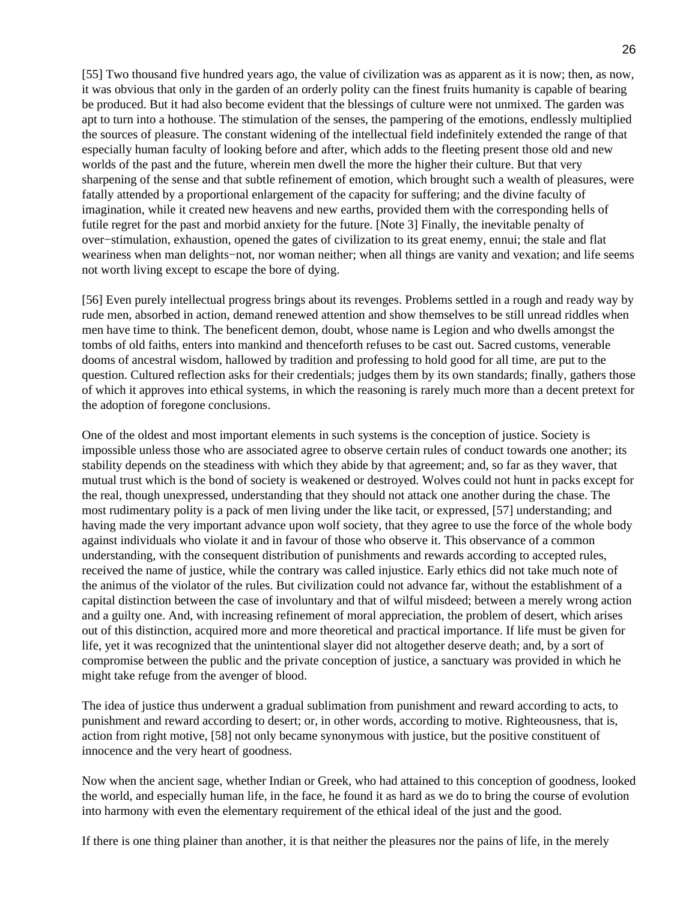[55] Two thousand five hundred years ago, the value of civilization was as apparent as it is now; then, as now, it was obvious that only in the garden of an orderly polity can the finest fruits humanity is capable of bearing be produced. But it had also become evident that the blessings of culture were not unmixed. The garden was apt to turn into a hothouse. The stimulation of the senses, the pampering of the emotions, endlessly multiplied the sources of pleasure. The constant widening of the intellectual field indefinitely extended the range of that especially human faculty of looking before and after, which adds to the fleeting present those old and new worlds of the past and the future, wherein men dwell the more the higher their culture. But that very sharpening of the sense and that subtle refinement of emotion, which brought such a wealth of pleasures, were fatally attended by a proportional enlargement of the capacity for suffering; and the divine faculty of imagination, while it created new heavens and new earths, provided them with the corresponding hells of futile regret for the past and morbid anxiety for the future. [Note 3] Finally, the inevitable penalty of over−stimulation, exhaustion, opened the gates of civilization to its great enemy, ennui; the stale and flat weariness when man delights−not, nor woman neither; when all things are vanity and vexation; and life seems not worth living except to escape the bore of dying.

[56] Even purely intellectual progress brings about its revenges. Problems settled in a rough and ready way by rude men, absorbed in action, demand renewed attention and show themselves to be still unread riddles when men have time to think. The beneficent demon, doubt, whose name is Legion and who dwells amongst the tombs of old faiths, enters into mankind and thenceforth refuses to be cast out. Sacred customs, venerable dooms of ancestral wisdom, hallowed by tradition and professing to hold good for all time, are put to the question. Cultured reflection asks for their credentials; judges them by its own standards; finally, gathers those of which it approves into ethical systems, in which the reasoning is rarely much more than a decent pretext for the adoption of foregone conclusions.

One of the oldest and most important elements in such systems is the conception of justice. Society is impossible unless those who are associated agree to observe certain rules of conduct towards one another; its stability depends on the steadiness with which they abide by that agreement; and, so far as they waver, that mutual trust which is the bond of society is weakened or destroyed. Wolves could not hunt in packs except for the real, though unexpressed, understanding that they should not attack one another during the chase. The most rudimentary polity is a pack of men living under the like tacit, or expressed, [57] understanding; and having made the very important advance upon wolf society, that they agree to use the force of the whole body against individuals who violate it and in favour of those who observe it. This observance of a common understanding, with the consequent distribution of punishments and rewards according to accepted rules, received the name of justice, while the contrary was called injustice. Early ethics did not take much note of the animus of the violator of the rules. But civilization could not advance far, without the establishment of a capital distinction between the case of involuntary and that of wilful misdeed; between a merely wrong action and a guilty one. And, with increasing refinement of moral appreciation, the problem of desert, which arises out of this distinction, acquired more and more theoretical and practical importance. If life must be given for life, yet it was recognized that the unintentional slayer did not altogether deserve death; and, by a sort of compromise between the public and the private conception of justice, a sanctuary was provided in which he might take refuge from the avenger of blood.

The idea of justice thus underwent a gradual sublimation from punishment and reward according to acts, to punishment and reward according to desert; or, in other words, according to motive. Righteousness, that is, action from right motive, [58] not only became synonymous with justice, but the positive constituent of innocence and the very heart of goodness.

Now when the ancient sage, whether Indian or Greek, who had attained to this conception of goodness, looked the world, and especially human life, in the face, he found it as hard as we do to bring the course of evolution into harmony with even the elementary requirement of the ethical ideal of the just and the good.

If there is one thing plainer than another, it is that neither the pleasures nor the pains of life, in the merely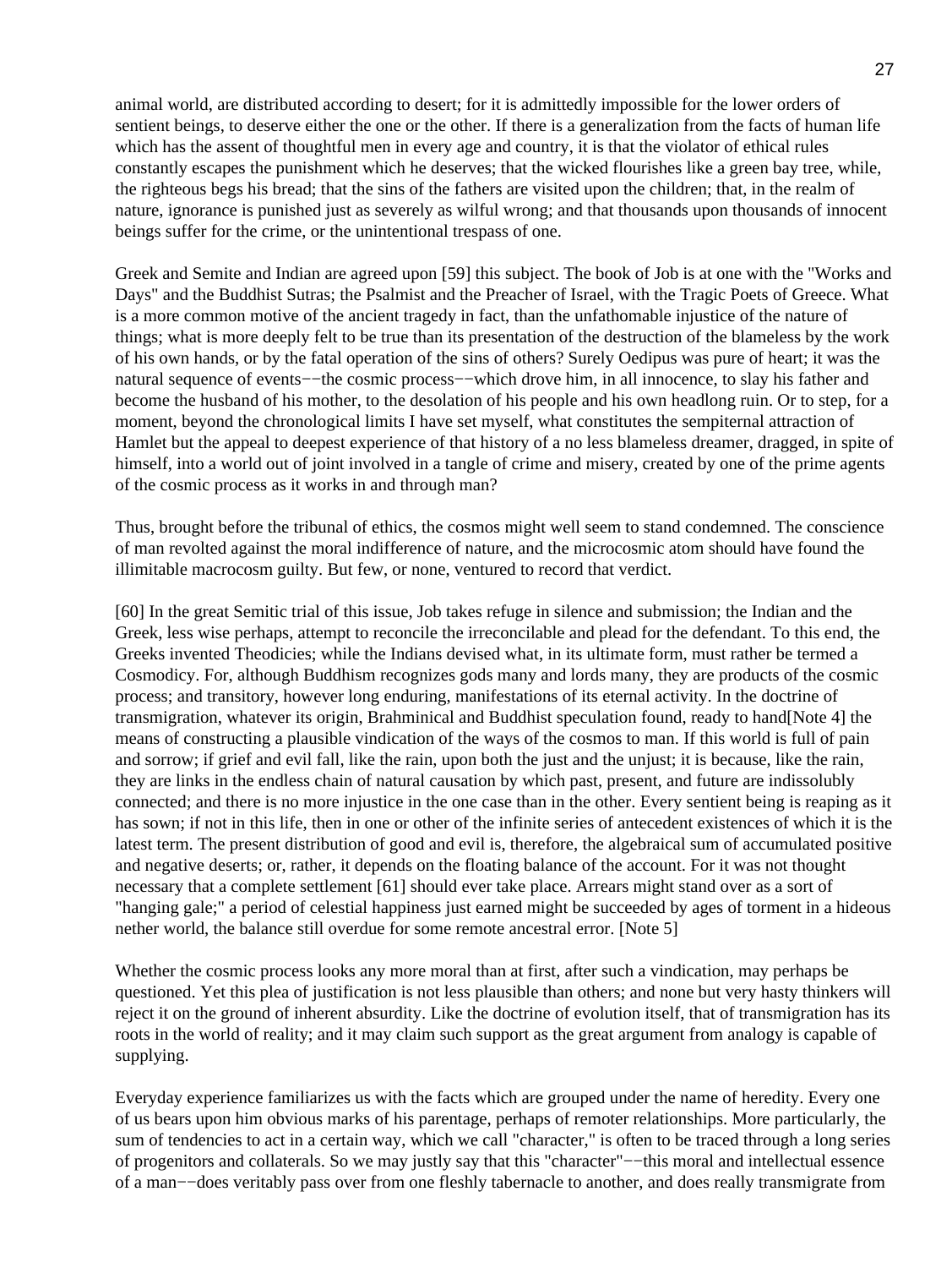animal world, are distributed according to desert; for it is admittedly impossible for the lower orders of sentient beings, to deserve either the one or the other. If there is a generalization from the facts of human life which has the assent of thoughtful men in every age and country, it is that the violator of ethical rules constantly escapes the punishment which he deserves; that the wicked flourishes like a green bay tree, while, the righteous begs his bread; that the sins of the fathers are visited upon the children; that, in the realm of nature, ignorance is punished just as severely as wilful wrong; and that thousands upon thousands of innocent beings suffer for the crime, or the unintentional trespass of one.

Greek and Semite and Indian are agreed upon [59] this subject. The book of Job is at one with the "Works and Days" and the Buddhist Sutras; the Psalmist and the Preacher of Israel, with the Tragic Poets of Greece. What is a more common motive of the ancient tragedy in fact, than the unfathomable injustice of the nature of things; what is more deeply felt to be true than its presentation of the destruction of the blameless by the work of his own hands, or by the fatal operation of the sins of others? Surely Oedipus was pure of heart; it was the natural sequence of events−−the cosmic process−−which drove him, in all innocence, to slay his father and become the husband of his mother, to the desolation of his people and his own headlong ruin. Or to step, for a moment, beyond the chronological limits I have set myself, what constitutes the sempiternal attraction of Hamlet but the appeal to deepest experience of that history of a no less blameless dreamer, dragged, in spite of himself, into a world out of joint involved in a tangle of crime and misery, created by one of the prime agents of the cosmic process as it works in and through man?

Thus, brought before the tribunal of ethics, the cosmos might well seem to stand condemned. The conscience of man revolted against the moral indifference of nature, and the microcosmic atom should have found the illimitable macrocosm guilty. But few, or none, ventured to record that verdict.

[60] In the great Semitic trial of this issue, Job takes refuge in silence and submission; the Indian and the Greek, less wise perhaps, attempt to reconcile the irreconcilable and plead for the defendant. To this end, the Greeks invented Theodicies; while the Indians devised what, in its ultimate form, must rather be termed a Cosmodicy. For, although Buddhism recognizes gods many and lords many, they are products of the cosmic process; and transitory, however long enduring, manifestations of its eternal activity. In the doctrine of transmigration, whatever its origin, Brahminical and Buddhist speculation found, ready to hand[Note 4] the means of constructing a plausible vindication of the ways of the cosmos to man. If this world is full of pain and sorrow; if grief and evil fall, like the rain, upon both the just and the unjust; it is because, like the rain, they are links in the endless chain of natural causation by which past, present, and future are indissolubly connected; and there is no more injustice in the one case than in the other. Every sentient being is reaping as it has sown; if not in this life, then in one or other of the infinite series of antecedent existences of which it is the latest term. The present distribution of good and evil is, therefore, the algebraical sum of accumulated positive and negative deserts; or, rather, it depends on the floating balance of the account. For it was not thought necessary that a complete settlement [61] should ever take place. Arrears might stand over as a sort of "hanging gale;" a period of celestial happiness just earned might be succeeded by ages of torment in a hideous nether world, the balance still overdue for some remote ancestral error. [Note 5]

Whether the cosmic process looks any more moral than at first, after such a vindication, may perhaps be questioned. Yet this plea of justification is not less plausible than others; and none but very hasty thinkers will reject it on the ground of inherent absurdity. Like the doctrine of evolution itself, that of transmigration has its roots in the world of reality; and it may claim such support as the great argument from analogy is capable of supplying.

Everyday experience familiarizes us with the facts which are grouped under the name of heredity. Every one of us bears upon him obvious marks of his parentage, perhaps of remoter relationships. More particularly, the sum of tendencies to act in a certain way, which we call "character," is often to be traced through a long series of progenitors and collaterals. So we may justly say that this "character"−−this moral and intellectual essence of a man−−does veritably pass over from one fleshly tabernacle to another, and does really transmigrate from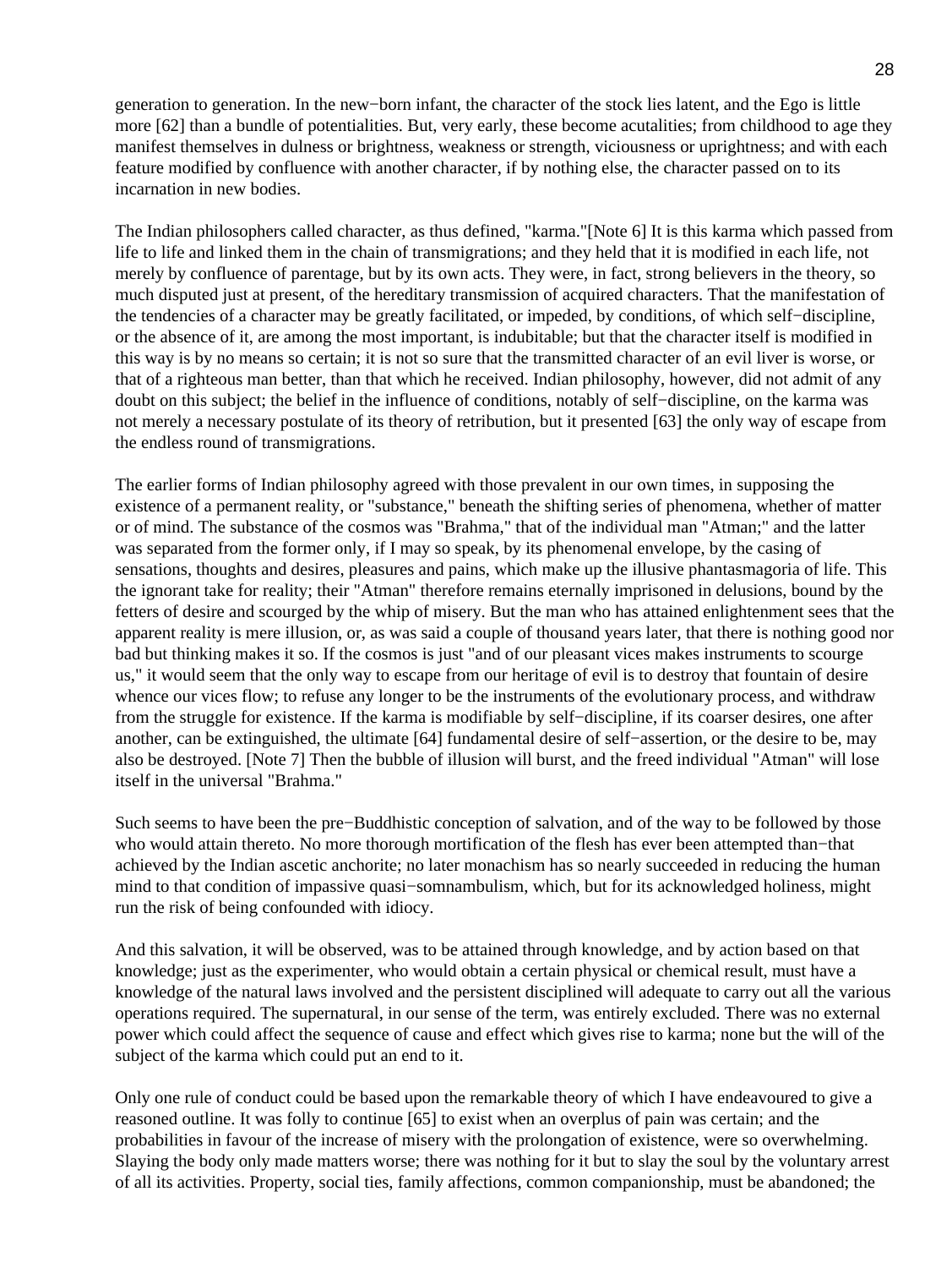generation to generation. In the new−born infant, the character of the stock lies latent, and the Ego is little more [62] than a bundle of potentialities. But, very early, these become acutalities; from childhood to age they manifest themselves in dulness or brightness, weakness or strength, viciousness or uprightness; and with each feature modified by confluence with another character, if by nothing else, the character passed on to its incarnation in new bodies.

The Indian philosophers called character, as thus defined, "karma."[Note 6] It is this karma which passed from life to life and linked them in the chain of transmigrations; and they held that it is modified in each life, not merely by confluence of parentage, but by its own acts. They were, in fact, strong believers in the theory, so much disputed just at present, of the hereditary transmission of acquired characters. That the manifestation of the tendencies of a character may be greatly facilitated, or impeded, by conditions, of which self−discipline, or the absence of it, are among the most important, is indubitable; but that the character itself is modified in this way is by no means so certain; it is not so sure that the transmitted character of an evil liver is worse, or that of a righteous man better, than that which he received. Indian philosophy, however, did not admit of any doubt on this subject; the belief in the influence of conditions, notably of self−discipline, on the karma was not merely a necessary postulate of its theory of retribution, but it presented [63] the only way of escape from the endless round of transmigrations.

The earlier forms of Indian philosophy agreed with those prevalent in our own times, in supposing the existence of a permanent reality, or "substance," beneath the shifting series of phenomena, whether of matter or of mind. The substance of the cosmos was "Brahma," that of the individual man "Atman;" and the latter was separated from the former only, if I may so speak, by its phenomenal envelope, by the casing of sensations, thoughts and desires, pleasures and pains, which make up the illusive phantasmagoria of life. This the ignorant take for reality; their "Atman" therefore remains eternally imprisoned in delusions, bound by the fetters of desire and scourged by the whip of misery. But the man who has attained enlightenment sees that the apparent reality is mere illusion, or, as was said a couple of thousand years later, that there is nothing good nor bad but thinking makes it so. If the cosmos is just "and of our pleasant vices makes instruments to scourge us," it would seem that the only way to escape from our heritage of evil is to destroy that fountain of desire whence our vices flow; to refuse any longer to be the instruments of the evolutionary process, and withdraw from the struggle for existence. If the karma is modifiable by self−discipline, if its coarser desires, one after another, can be extinguished, the ultimate [64] fundamental desire of self−assertion, or the desire to be, may also be destroyed. [Note 7] Then the bubble of illusion will burst, and the freed individual "Atman" will lose itself in the universal "Brahma."

Such seems to have been the pre−Buddhistic conception of salvation, and of the way to be followed by those who would attain thereto. No more thorough mortification of the flesh has ever been attempted than−that achieved by the Indian ascetic anchorite; no later monachism has so nearly succeeded in reducing the human mind to that condition of impassive quasi−somnambulism, which, but for its acknowledged holiness, might run the risk of being confounded with idiocy.

And this salvation, it will be observed, was to be attained through knowledge, and by action based on that knowledge; just as the experimenter, who would obtain a certain physical or chemical result, must have a knowledge of the natural laws involved and the persistent disciplined will adequate to carry out all the various operations required. The supernatural, in our sense of the term, was entirely excluded. There was no external power which could affect the sequence of cause and effect which gives rise to karma; none but the will of the subject of the karma which could put an end to it.

Only one rule of conduct could be based upon the remarkable theory of which I have endeavoured to give a reasoned outline. It was folly to continue [65] to exist when an overplus of pain was certain; and the probabilities in favour of the increase of misery with the prolongation of existence, were so overwhelming. Slaying the body only made matters worse; there was nothing for it but to slay the soul by the voluntary arrest of all its activities. Property, social ties, family affections, common companionship, must be abandoned; the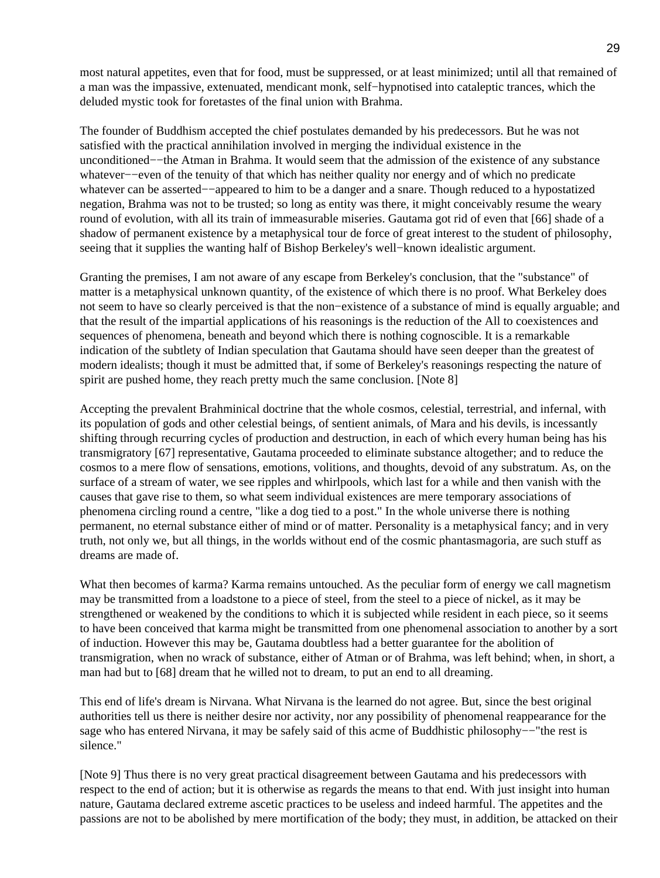most natural appetites, even that for food, must be suppressed, or at least minimized; until all that remained of a man was the impassive, extenuated, mendicant monk, self−hypnotised into cataleptic trances, which the deluded mystic took for foretastes of the final union with Brahma.

The founder of Buddhism accepted the chief postulates demanded by his predecessors. But he was not satisfied with the practical annihilation involved in merging the individual existence in the unconditioned−−the Atman in Brahma. It would seem that the admission of the existence of any substance whatever−−even of the tenuity of that which has neither quality nor energy and of which no predicate whatever can be asserted−−appeared to him to be a danger and a snare. Though reduced to a hypostatized negation, Brahma was not to be trusted; so long as entity was there, it might conceivably resume the weary round of evolution, with all its train of immeasurable miseries. Gautama got rid of even that [66] shade of a shadow of permanent existence by a metaphysical tour de force of great interest to the student of philosophy, seeing that it supplies the wanting half of Bishop Berkeley's well−known idealistic argument.

Granting the premises, I am not aware of any escape from Berkeley's conclusion, that the "substance" of matter is a metaphysical unknown quantity, of the existence of which there is no proof. What Berkeley does not seem to have so clearly perceived is that the non−existence of a substance of mind is equally arguable; and that the result of the impartial applications of his reasonings is the reduction of the All to coexistences and sequences of phenomena, beneath and beyond which there is nothing cognoscible. It is a remarkable indication of the subtlety of Indian speculation that Gautama should have seen deeper than the greatest of modern idealists; though it must be admitted that, if some of Berkeley's reasonings respecting the nature of spirit are pushed home, they reach pretty much the same conclusion. [Note 8]

Accepting the prevalent Brahminical doctrine that the whole cosmos, celestial, terrestrial, and infernal, with its population of gods and other celestial beings, of sentient animals, of Mara and his devils, is incessantly shifting through recurring cycles of production and destruction, in each of which every human being has his transmigratory [67] representative, Gautama proceeded to eliminate substance altogether; and to reduce the cosmos to a mere flow of sensations, emotions, volitions, and thoughts, devoid of any substratum. As, on the surface of a stream of water, we see ripples and whirlpools, which last for a while and then vanish with the causes that gave rise to them, so what seem individual existences are mere temporary associations of phenomena circling round a centre, "like a dog tied to a post." In the whole universe there is nothing permanent, no eternal substance either of mind or of matter. Personality is a metaphysical fancy; and in very truth, not only we, but all things, in the worlds without end of the cosmic phantasmagoria, are such stuff as dreams are made of.

What then becomes of karma? Karma remains untouched. As the peculiar form of energy we call magnetism may be transmitted from a loadstone to a piece of steel, from the steel to a piece of nickel, as it may be strengthened or weakened by the conditions to which it is subjected while resident in each piece, so it seems to have been conceived that karma might be transmitted from one phenomenal association to another by a sort of induction. However this may be, Gautama doubtless had a better guarantee for the abolition of transmigration, when no wrack of substance, either of Atman or of Brahma, was left behind; when, in short, a man had but to [68] dream that he willed not to dream, to put an end to all dreaming.

This end of life's dream is Nirvana. What Nirvana is the learned do not agree. But, since the best original authorities tell us there is neither desire nor activity, nor any possibility of phenomenal reappearance for the sage who has entered Nirvana, it may be safely said of this acme of Buddhistic philosophy−−"the rest is silence."

[Note 9] Thus there is no very great practical disagreement between Gautama and his predecessors with respect to the end of action; but it is otherwise as regards the means to that end. With just insight into human nature, Gautama declared extreme ascetic practices to be useless and indeed harmful. The appetites and the passions are not to be abolished by mere mortification of the body; they must, in addition, be attacked on their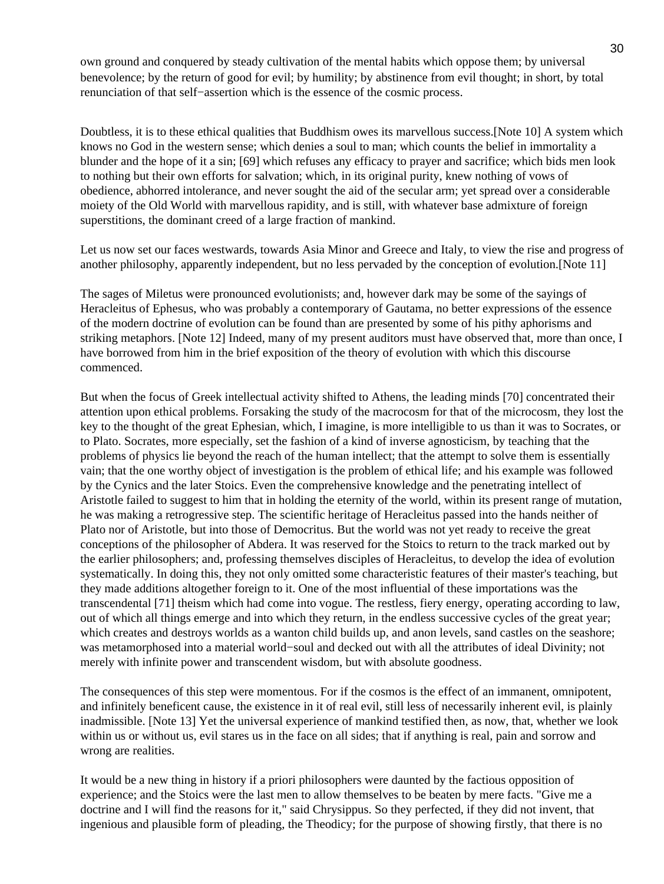own ground and conquered by steady cultivation of the mental habits which oppose them; by universal benevolence; by the return of good for evil; by humility; by abstinence from evil thought; in short, by total renunciation of that self−assertion which is the essence of the cosmic process.

Doubtless, it is to these ethical qualities that Buddhism owes its marvellous success.[Note 10] A system which knows no God in the western sense; which denies a soul to man; which counts the belief in immortality a blunder and the hope of it a sin; [69] which refuses any efficacy to prayer and sacrifice; which bids men look to nothing but their own efforts for salvation; which, in its original purity, knew nothing of vows of obedience, abhorred intolerance, and never sought the aid of the secular arm; yet spread over a considerable moiety of the Old World with marvellous rapidity, and is still, with whatever base admixture of foreign superstitions, the dominant creed of a large fraction of mankind.

Let us now set our faces westwards, towards Asia Minor and Greece and Italy, to view the rise and progress of another philosophy, apparently independent, but no less pervaded by the conception of evolution.[Note 11]

The sages of Miletus were pronounced evolutionists; and, however dark may be some of the sayings of Heracleitus of Ephesus, who was probably a contemporary of Gautama, no better expressions of the essence of the modern doctrine of evolution can be found than are presented by some of his pithy aphorisms and striking metaphors. [Note 12] Indeed, many of my present auditors must have observed that, more than once, I have borrowed from him in the brief exposition of the theory of evolution with which this discourse commenced.

But when the focus of Greek intellectual activity shifted to Athens, the leading minds [70] concentrated their attention upon ethical problems. Forsaking the study of the macrocosm for that of the microcosm, they lost the key to the thought of the great Ephesian, which, I imagine, is more intelligible to us than it was to Socrates, or to Plato. Socrates, more especially, set the fashion of a kind of inverse agnosticism, by teaching that the problems of physics lie beyond the reach of the human intellect; that the attempt to solve them is essentially vain; that the one worthy object of investigation is the problem of ethical life; and his example was followed by the Cynics and the later Stoics. Even the comprehensive knowledge and the penetrating intellect of Aristotle failed to suggest to him that in holding the eternity of the world, within its present range of mutation, he was making a retrogressive step. The scientific heritage of Heracleitus passed into the hands neither of Plato nor of Aristotle, but into those of Democritus. But the world was not yet ready to receive the great conceptions of the philosopher of Abdera. It was reserved for the Stoics to return to the track marked out by the earlier philosophers; and, professing themselves disciples of Heracleitus, to develop the idea of evolution systematically. In doing this, they not only omitted some characteristic features of their master's teaching, but they made additions altogether foreign to it. One of the most influential of these importations was the transcendental [71] theism which had come into vogue. The restless, fiery energy, operating according to law, out of which all things emerge and into which they return, in the endless successive cycles of the great year; which creates and destroys worlds as a wanton child builds up, and anon levels, sand castles on the seashore; was metamorphosed into a material world−soul and decked out with all the attributes of ideal Divinity; not merely with infinite power and transcendent wisdom, but with absolute goodness.

The consequences of this step were momentous. For if the cosmos is the effect of an immanent, omnipotent, and infinitely beneficent cause, the existence in it of real evil, still less of necessarily inherent evil, is plainly inadmissible. [Note 13] Yet the universal experience of mankind testified then, as now, that, whether we look within us or without us, evil stares us in the face on all sides; that if anything is real, pain and sorrow and wrong are realities.

It would be a new thing in history if a priori philosophers were daunted by the factious opposition of experience; and the Stoics were the last men to allow themselves to be beaten by mere facts. "Give me a doctrine and I will find the reasons for it," said Chrysippus. So they perfected, if they did not invent, that ingenious and plausible form of pleading, the Theodicy; for the purpose of showing firstly, that there is no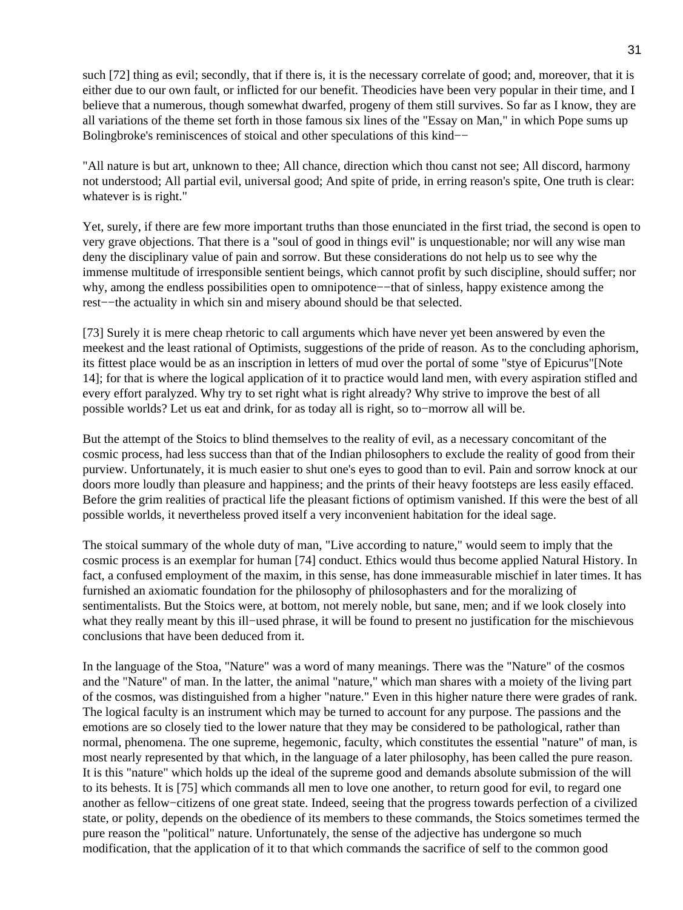such [72] thing as evil; secondly, that if there is, it is the necessary correlate of good; and, moreover, that it is either due to our own fault, or inflicted for our benefit. Theodicies have been very popular in their time, and I believe that a numerous, though somewhat dwarfed, progeny of them still survives. So far as I know, they are all variations of the theme set forth in those famous six lines of the "Essay on Man," in which Pope sums up Bolingbroke's reminiscences of stoical and other speculations of this kind−−

"All nature is but art, unknown to thee; All chance, direction which thou canst not see; All discord, harmony not understood; All partial evil, universal good; And spite of pride, in erring reason's spite, One truth is clear: whatever is is right."

Yet, surely, if there are few more important truths than those enunciated in the first triad, the second is open to very grave objections. That there is a "soul of good in things evil" is unquestionable; nor will any wise man deny the disciplinary value of pain and sorrow. But these considerations do not help us to see why the immense multitude of irresponsible sentient beings, which cannot profit by such discipline, should suffer; nor why, among the endless possibilities open to omnipotence−−that of sinless, happy existence among the rest−−the actuality in which sin and misery abound should be that selected.

[73] Surely it is mere cheap rhetoric to call arguments which have never yet been answered by even the meekest and the least rational of Optimists, suggestions of the pride of reason. As to the concluding aphorism, its fittest place would be as an inscription in letters of mud over the portal of some "stye of Epicurus"[Note 14]; for that is where the logical application of it to practice would land men, with every aspiration stifled and every effort paralyzed. Why try to set right what is right already? Why strive to improve the best of all possible worlds? Let us eat and drink, for as today all is right, so to−morrow all will be.

But the attempt of the Stoics to blind themselves to the reality of evil, as a necessary concomitant of the cosmic process, had less success than that of the Indian philosophers to exclude the reality of good from their purview. Unfortunately, it is much easier to shut one's eyes to good than to evil. Pain and sorrow knock at our doors more loudly than pleasure and happiness; and the prints of their heavy footsteps are less easily effaced. Before the grim realities of practical life the pleasant fictions of optimism vanished. If this were the best of all possible worlds, it nevertheless proved itself a very inconvenient habitation for the ideal sage.

The stoical summary of the whole duty of man, "Live according to nature," would seem to imply that the cosmic process is an exemplar for human [74] conduct. Ethics would thus become applied Natural History. In fact, a confused employment of the maxim, in this sense, has done immeasurable mischief in later times. It has furnished an axiomatic foundation for the philosophy of philosophasters and for the moralizing of sentimentalists. But the Stoics were, at bottom, not merely noble, but sane, men; and if we look closely into what they really meant by this ill−used phrase, it will be found to present no justification for the mischievous conclusions that have been deduced from it.

In the language of the Stoa, "Nature" was a word of many meanings. There was the "Nature" of the cosmos and the "Nature" of man. In the latter, the animal "nature," which man shares with a moiety of the living part of the cosmos, was distinguished from a higher "nature." Even in this higher nature there were grades of rank. The logical faculty is an instrument which may be turned to account for any purpose. The passions and the emotions are so closely tied to the lower nature that they may be considered to be pathological, rather than normal, phenomena. The one supreme, hegemonic, faculty, which constitutes the essential "nature" of man, is most nearly represented by that which, in the language of a later philosophy, has been called the pure reason. It is this "nature" which holds up the ideal of the supreme good and demands absolute submission of the will to its behests. It is [75] which commands all men to love one another, to return good for evil, to regard one another as fellow−citizens of one great state. Indeed, seeing that the progress towards perfection of a civilized state, or polity, depends on the obedience of its members to these commands, the Stoics sometimes termed the pure reason the "political" nature. Unfortunately, the sense of the adjective has undergone so much modification, that the application of it to that which commands the sacrifice of self to the common good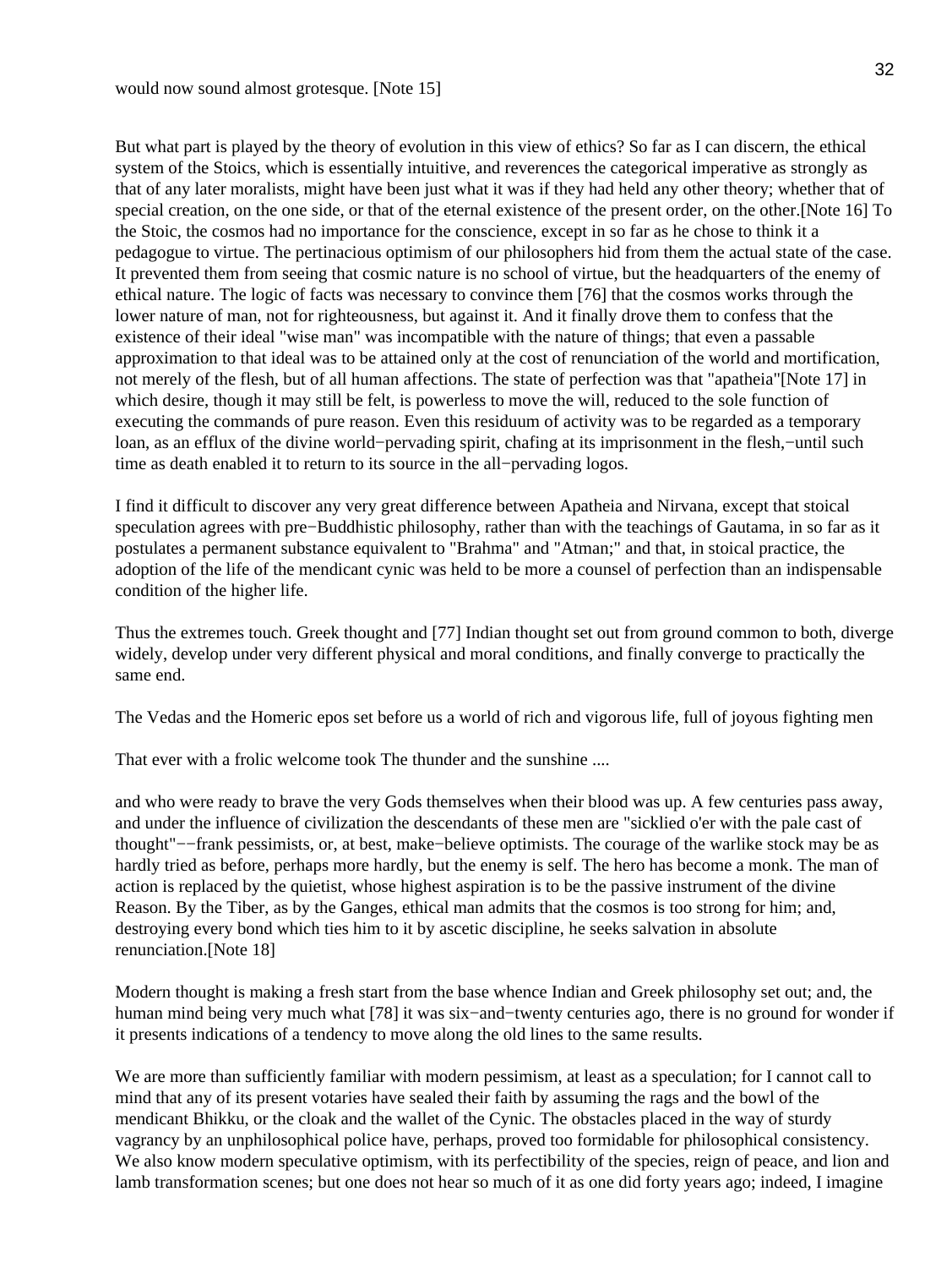would now sound almost grotesque. [Note 15]

But what part is played by the theory of evolution in this view of ethics? So far as I can discern, the ethical system of the Stoics, which is essentially intuitive, and reverences the categorical imperative as strongly as that of any later moralists, might have been just what it was if they had held any other theory; whether that of special creation, on the one side, or that of the eternal existence of the present order, on the other.[Note 16] To the Stoic, the cosmos had no importance for the conscience, except in so far as he chose to think it a pedagogue to virtue. The pertinacious optimism of our philosophers hid from them the actual state of the case. It prevented them from seeing that cosmic nature is no school of virtue, but the headquarters of the enemy of ethical nature. The logic of facts was necessary to convince them [76] that the cosmos works through the lower nature of man, not for righteousness, but against it. And it finally drove them to confess that the existence of their ideal "wise man" was incompatible with the nature of things; that even a passable approximation to that ideal was to be attained only at the cost of renunciation of the world and mortification, not merely of the flesh, but of all human affections. The state of perfection was that "apatheia"[Note 17] in which desire, though it may still be felt, is powerless to move the will, reduced to the sole function of executing the commands of pure reason. Even this residuum of activity was to be regarded as a temporary loan, as an efflux of the divine world−pervading spirit, chafing at its imprisonment in the flesh,−until such time as death enabled it to return to its source in the all−pervading logos.

I find it difficult to discover any very great difference between Apatheia and Nirvana, except that stoical speculation agrees with pre−Buddhistic philosophy, rather than with the teachings of Gautama, in so far as it postulates a permanent substance equivalent to "Brahma" and "Atman;" and that, in stoical practice, the adoption of the life of the mendicant cynic was held to be more a counsel of perfection than an indispensable condition of the higher life.

Thus the extremes touch. Greek thought and [77] Indian thought set out from ground common to both, diverge widely, develop under very different physical and moral conditions, and finally converge to practically the same end.

The Vedas and the Homeric epos set before us a world of rich and vigorous life, full of joyous fighting men

That ever with a frolic welcome took The thunder and the sunshine ....

and who were ready to brave the very Gods themselves when their blood was up. A few centuries pass away, and under the influence of civilization the descendants of these men are "sicklied o'er with the pale cast of thought"−−frank pessimists, or, at best, make−believe optimists. The courage of the warlike stock may be as hardly tried as before, perhaps more hardly, but the enemy is self. The hero has become a monk. The man of action is replaced by the quietist, whose highest aspiration is to be the passive instrument of the divine Reason. By the Tiber, as by the Ganges, ethical man admits that the cosmos is too strong for him; and, destroying every bond which ties him to it by ascetic discipline, he seeks salvation in absolute renunciation.[Note 18]

Modern thought is making a fresh start from the base whence Indian and Greek philosophy set out; and, the human mind being very much what [78] it was six−and−twenty centuries ago, there is no ground for wonder if it presents indications of a tendency to move along the old lines to the same results.

We are more than sufficiently familiar with modern pessimism, at least as a speculation; for I cannot call to mind that any of its present votaries have sealed their faith by assuming the rags and the bowl of the mendicant Bhikku, or the cloak and the wallet of the Cynic. The obstacles placed in the way of sturdy vagrancy by an unphilosophical police have, perhaps, proved too formidable for philosophical consistency. We also know modern speculative optimism, with its perfectibility of the species, reign of peace, and lion and lamb transformation scenes; but one does not hear so much of it as one did forty years ago; indeed, I imagine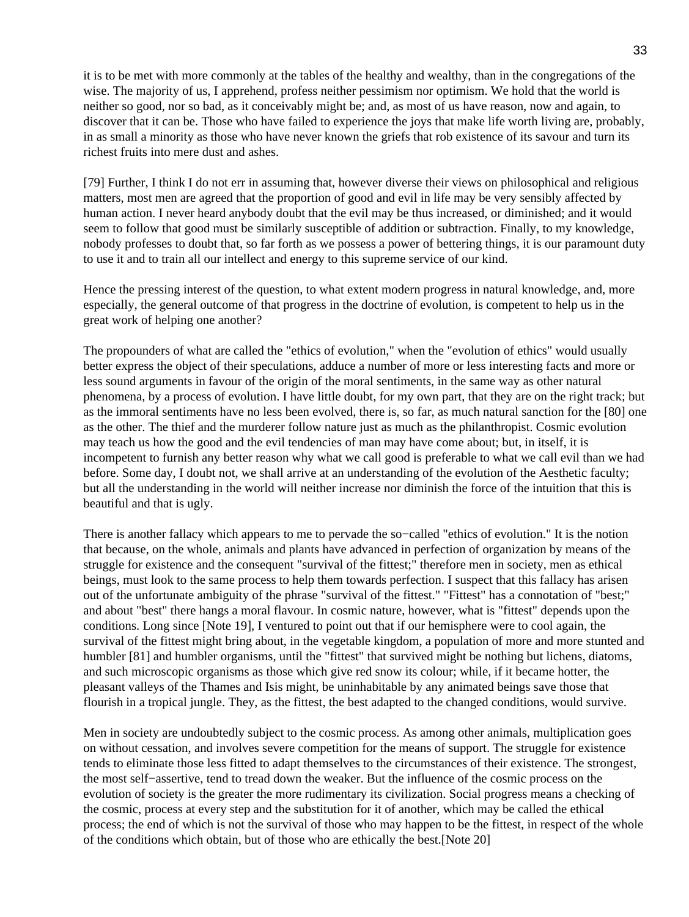it is to be met with more commonly at the tables of the healthy and wealthy, than in the congregations of the wise. The majority of us, I apprehend, profess neither pessimism nor optimism. We hold that the world is neither so good, nor so bad, as it conceivably might be; and, as most of us have reason, now and again, to discover that it can be. Those who have failed to experience the joys that make life worth living are, probably, in as small a minority as those who have never known the griefs that rob existence of its savour and turn its richest fruits into mere dust and ashes.

[79] Further, I think I do not err in assuming that, however diverse their views on philosophical and religious matters, most men are agreed that the proportion of good and evil in life may be very sensibly affected by human action. I never heard anybody doubt that the evil may be thus increased, or diminished; and it would seem to follow that good must be similarly susceptible of addition or subtraction. Finally, to my knowledge, nobody professes to doubt that, so far forth as we possess a power of bettering things, it is our paramount duty to use it and to train all our intellect and energy to this supreme service of our kind.

Hence the pressing interest of the question, to what extent modern progress in natural knowledge, and, more especially, the general outcome of that progress in the doctrine of evolution, is competent to help us in the great work of helping one another?

The propounders of what are called the "ethics of evolution," when the "evolution of ethics" would usually better express the object of their speculations, adduce a number of more or less interesting facts and more or less sound arguments in favour of the origin of the moral sentiments, in the same way as other natural phenomena, by a process of evolution. I have little doubt, for my own part, that they are on the right track; but as the immoral sentiments have no less been evolved, there is, so far, as much natural sanction for the [80] one as the other. The thief and the murderer follow nature just as much as the philanthropist. Cosmic evolution may teach us how the good and the evil tendencies of man may have come about; but, in itself, it is incompetent to furnish any better reason why what we call good is preferable to what we call evil than we had before. Some day, I doubt not, we shall arrive at an understanding of the evolution of the Aesthetic faculty; but all the understanding in the world will neither increase nor diminish the force of the intuition that this is beautiful and that is ugly.

There is another fallacy which appears to me to pervade the so−called "ethics of evolution." It is the notion that because, on the whole, animals and plants have advanced in perfection of organization by means of the struggle for existence and the consequent "survival of the fittest;" therefore men in society, men as ethical beings, must look to the same process to help them towards perfection. I suspect that this fallacy has arisen out of the unfortunate ambiguity of the phrase "survival of the fittest." "Fittest" has a connotation of "best;" and about "best" there hangs a moral flavour. In cosmic nature, however, what is "fittest" depends upon the conditions. Long since [Note 19], I ventured to point out that if our hemisphere were to cool again, the survival of the fittest might bring about, in the vegetable kingdom, a population of more and more stunted and humbler [81] and humbler organisms, until the "fittest" that survived might be nothing but lichens, diatoms, and such microscopic organisms as those which give red snow its colour; while, if it became hotter, the pleasant valleys of the Thames and Isis might, be uninhabitable by any animated beings save those that flourish in a tropical jungle. They, as the fittest, the best adapted to the changed conditions, would survive.

Men in society are undoubtedly subject to the cosmic process. As among other animals, multiplication goes on without cessation, and involves severe competition for the means of support. The struggle for existence tends to eliminate those less fitted to adapt themselves to the circumstances of their existence. The strongest, the most self−assertive, tend to tread down the weaker. But the influence of the cosmic process on the evolution of society is the greater the more rudimentary its civilization. Social progress means a checking of the cosmic, process at every step and the substitution for it of another, which may be called the ethical process; the end of which is not the survival of those who may happen to be the fittest, in respect of the whole of the conditions which obtain, but of those who are ethically the best.[Note 20]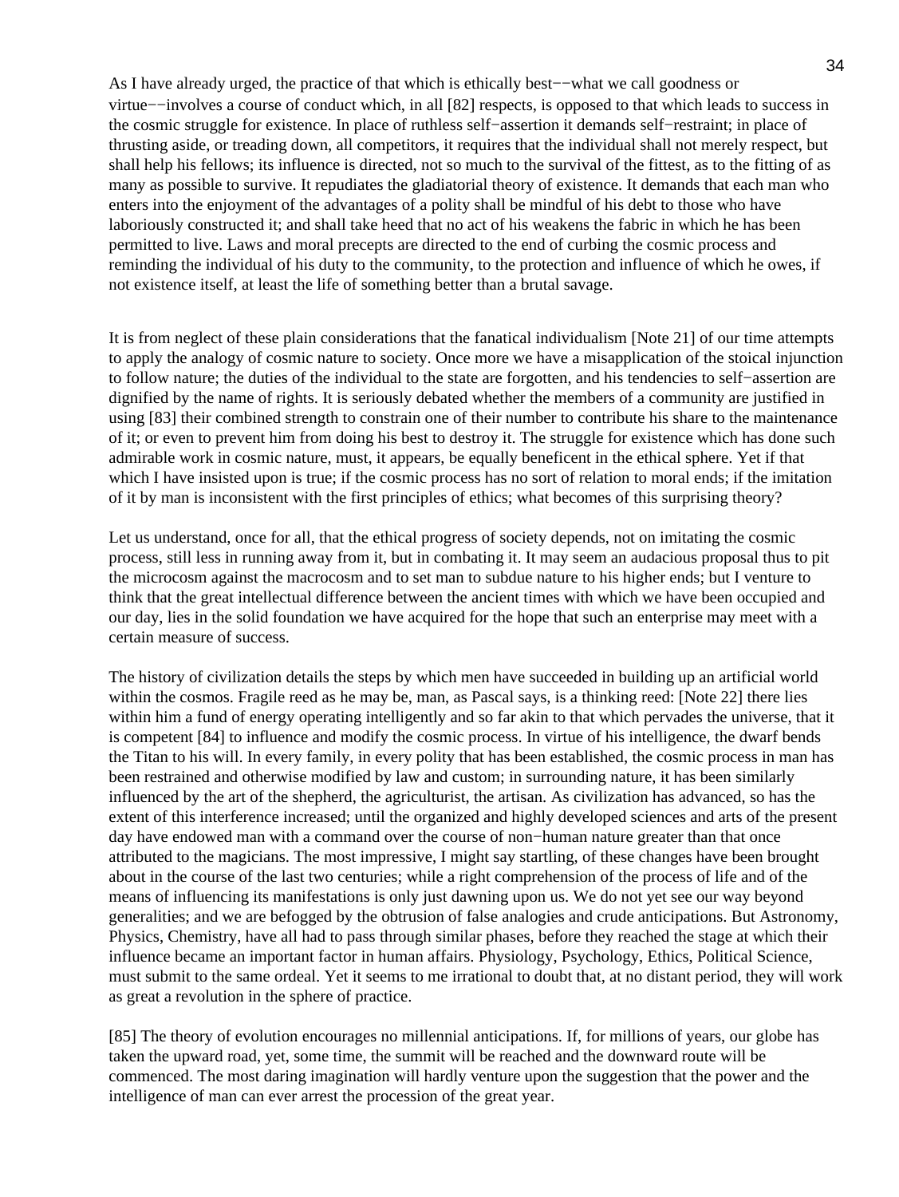As I have already urged, the practice of that which is ethically best−−what we call goodness or virtue−−involves a course of conduct which, in all [82] respects, is opposed to that which leads to success in the cosmic struggle for existence. In place of ruthless self−assertion it demands self−restraint; in place of thrusting aside, or treading down, all competitors, it requires that the individual shall not merely respect, but shall help his fellows; its influence is directed, not so much to the survival of the fittest, as to the fitting of as many as possible to survive. It repudiates the gladiatorial theory of existence. It demands that each man who enters into the enjoyment of the advantages of a polity shall be mindful of his debt to those who have laboriously constructed it; and shall take heed that no act of his weakens the fabric in which he has been permitted to live. Laws and moral precepts are directed to the end of curbing the cosmic process and reminding the individual of his duty to the community, to the protection and influence of which he owes, if not existence itself, at least the life of something better than a brutal savage.

It is from neglect of these plain considerations that the fanatical individualism [Note 21] of our time attempts to apply the analogy of cosmic nature to society. Once more we have a misapplication of the stoical injunction to follow nature; the duties of the individual to the state are forgotten, and his tendencies to self−assertion are dignified by the name of rights. It is seriously debated whether the members of a community are justified in using [83] their combined strength to constrain one of their number to contribute his share to the maintenance of it; or even to prevent him from doing his best to destroy it. The struggle for existence which has done such admirable work in cosmic nature, must, it appears, be equally beneficent in the ethical sphere. Yet if that which I have insisted upon is true; if the cosmic process has no sort of relation to moral ends; if the imitation of it by man is inconsistent with the first principles of ethics; what becomes of this surprising theory?

Let us understand, once for all, that the ethical progress of society depends, not on imitating the cosmic process, still less in running away from it, but in combating it. It may seem an audacious proposal thus to pit the microcosm against the macrocosm and to set man to subdue nature to his higher ends; but I venture to think that the great intellectual difference between the ancient times with which we have been occupied and our day, lies in the solid foundation we have acquired for the hope that such an enterprise may meet with a certain measure of success.

The history of civilization details the steps by which men have succeeded in building up an artificial world within the cosmos. Fragile reed as he may be, man, as Pascal says, is a thinking reed: [Note 22] there lies within him a fund of energy operating intelligently and so far akin to that which pervades the universe, that it is competent [84] to influence and modify the cosmic process. In virtue of his intelligence, the dwarf bends the Titan to his will. In every family, in every polity that has been established, the cosmic process in man has been restrained and otherwise modified by law and custom; in surrounding nature, it has been similarly influenced by the art of the shepherd, the agriculturist, the artisan. As civilization has advanced, so has the extent of this interference increased; until the organized and highly developed sciences and arts of the present day have endowed man with a command over the course of non−human nature greater than that once attributed to the magicians. The most impressive, I might say startling, of these changes have been brought about in the course of the last two centuries; while a right comprehension of the process of life and of the means of influencing its manifestations is only just dawning upon us. We do not yet see our way beyond generalities; and we are befogged by the obtrusion of false analogies and crude anticipations. But Astronomy, Physics, Chemistry, have all had to pass through similar phases, before they reached the stage at which their influence became an important factor in human affairs. Physiology, Psychology, Ethics, Political Science, must submit to the same ordeal. Yet it seems to me irrational to doubt that, at no distant period, they will work as great a revolution in the sphere of practice.

[85] The theory of evolution encourages no millennial anticipations. If, for millions of years, our globe has taken the upward road, yet, some time, the summit will be reached and the downward route will be commenced. The most daring imagination will hardly venture upon the suggestion that the power and the intelligence of man can ever arrest the procession of the great year.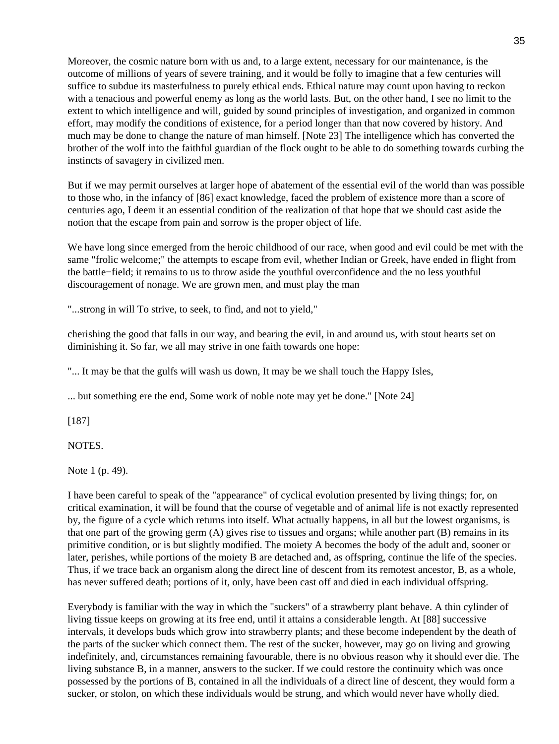Moreover, the cosmic nature born with us and, to a large extent, necessary for our maintenance, is the outcome of millions of years of severe training, and it would be folly to imagine that a few centuries will suffice to subdue its masterfulness to purely ethical ends. Ethical nature may count upon having to reckon with a tenacious and powerful enemy as long as the world lasts. But, on the other hand, I see no limit to the extent to which intelligence and will, guided by sound principles of investigation, and organized in common effort, may modify the conditions of existence, for a period longer than that now covered by history. And much may be done to change the nature of man himself. [Note 23] The intelligence which has converted the brother of the wolf into the faithful guardian of the flock ought to be able to do something towards curbing the instincts of savagery in civilized men.

But if we may permit ourselves at larger hope of abatement of the essential evil of the world than was possible to those who, in the infancy of [86] exact knowledge, faced the problem of existence more than a score of centuries ago, I deem it an essential condition of the realization of that hope that we should cast aside the notion that the escape from pain and sorrow is the proper object of life.

We have long since emerged from the heroic childhood of our race, when good and evil could be met with the same "frolic welcome;" the attempts to escape from evil, whether Indian or Greek, have ended in flight from the battle−field; it remains to us to throw aside the youthful overconfidence and the no less youthful discouragement of nonage. We are grown men, and must play the man

"...strong in will To strive, to seek, to find, and not to yield,"

cherishing the good that falls in our way, and bearing the evil, in and around us, with stout hearts set on diminishing it. So far, we all may strive in one faith towards one hope:

"... It may be that the gulfs will wash us down, It may be we shall touch the Happy Isles,

... but something ere the end, Some work of noble note may yet be done." [Note 24]

[187]

NOTES.

Note 1 (p. 49).

I have been careful to speak of the "appearance" of cyclical evolution presented by living things; for, on critical examination, it will be found that the course of vegetable and of animal life is not exactly represented by, the figure of a cycle which returns into itself. What actually happens, in all but the lowest organisms, is that one part of the growing germ (A) gives rise to tissues and organs; while another part (B) remains in its primitive condition, or is but slightly modified. The moiety A becomes the body of the adult and, sooner or later, perishes, while portions of the moiety B are detached and, as offspring, continue the life of the species. Thus, if we trace back an organism along the direct line of descent from its remotest ancestor, B, as a whole, has never suffered death; portions of it, only, have been cast off and died in each individual offspring.

Everybody is familiar with the way in which the "suckers" of a strawberry plant behave. A thin cylinder of living tissue keeps on growing at its free end, until it attains a considerable length. At [88] successive intervals, it develops buds which grow into strawberry plants; and these become independent by the death of the parts of the sucker which connect them. The rest of the sucker, however, may go on living and growing indefinitely, and, circumstances remaining favourable, there is no obvious reason why it should ever die. The living substance B, in a manner, answers to the sucker. If we could restore the continuity which was once possessed by the portions of B, contained in all the individuals of a direct line of descent, they would form a sucker, or stolon, on which these individuals would be strung, and which would never have wholly died.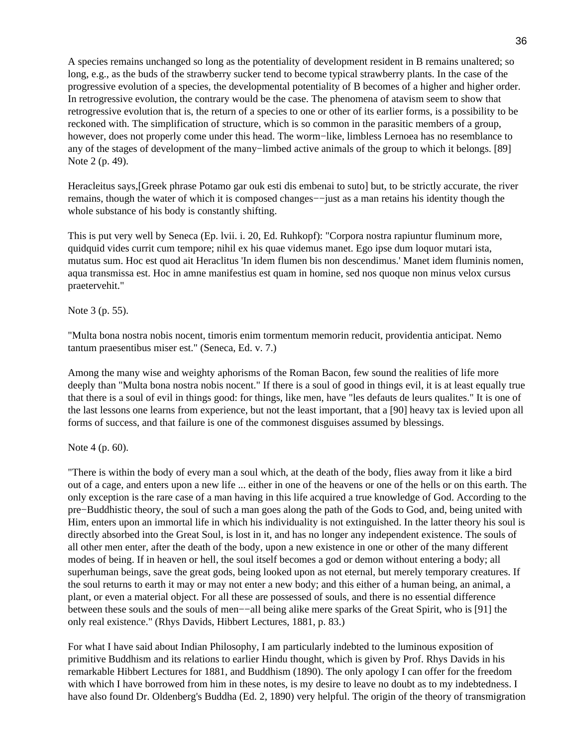A species remains unchanged so long as the potentiality of development resident in B remains unaltered; so long, e.g., as the buds of the strawberry sucker tend to become typical strawberry plants. In the case of the progressive evolution of a species, the developmental potentiality of B becomes of a higher and higher order. In retrogressive evolution, the contrary would be the case. The phenomena of atavism seem to show that retrogressive evolution that is, the return of a species to one or other of its earlier forms, is a possibility to be reckoned with. The simplification of structure, which is so common in the parasitic members of a group, however, does not properly come under this head. The worm−like, limbless Lernoea has no resemblance to any of the stages of development of the many−limbed active animals of the group to which it belongs. [89] Note 2 (p. 49).

Heracleitus says,[Greek phrase Potamo gar ouk esti dis embenai to suto] but, to be strictly accurate, the river remains, though the water of which it is composed changes−−just as a man retains his identity though the whole substance of his body is constantly shifting.

This is put very well by Seneca (Ep. lvii. i. 20, Ed. Ruhkopf): "Corpora nostra rapiuntur fluminum more, quidquid vides currit cum tempore; nihil ex his quae videmus manet. Ego ipse dum loquor mutari ista, mutatus sum. Hoc est quod ait Heraclitus 'In idem flumen bis non descendimus.' Manet idem fluminis nomen, aqua transmissa est. Hoc in amne manifestius est quam in homine, sed nos quoque non minus velox cursus praetervehit."

Note 3 (p. 55).

"Multa bona nostra nobis nocent, timoris enim tormentum memorin reducit, providentia anticipat. Nemo tantum praesentibus miser est." (Seneca, Ed. v. 7.)

Among the many wise and weighty aphorisms of the Roman Bacon, few sound the realities of life more deeply than "Multa bona nostra nobis nocent." If there is a soul of good in things evil, it is at least equally true that there is a soul of evil in things good: for things, like men, have "les defauts de leurs qualites." It is one of the last lessons one learns from experience, but not the least important, that a [90] heavy tax is levied upon all forms of success, and that failure is one of the commonest disguises assumed by blessings.

Note 4 (p. 60).

"There is within the body of every man a soul which, at the death of the body, flies away from it like a bird out of a cage, and enters upon a new life ... either in one of the heavens or one of the hells or on this earth. The only exception is the rare case of a man having in this life acquired a true knowledge of God. According to the pre−Buddhistic theory, the soul of such a man goes along the path of the Gods to God, and, being united with Him, enters upon an immortal life in which his individuality is not extinguished. In the latter theory his soul is directly absorbed into the Great Soul, is lost in it, and has no longer any independent existence. The souls of all other men enter, after the death of the body, upon a new existence in one or other of the many different modes of being. If in heaven or hell, the soul itself becomes a god or demon without entering a body; all superhuman beings, save the great gods, being looked upon as not eternal, but merely temporary creatures. If the soul returns to earth it may or may not enter a new body; and this either of a human being, an animal, a plant, or even a material object. For all these are possessed of souls, and there is no essential difference between these souls and the souls of men−−all being alike mere sparks of the Great Spirit, who is [91] the only real existence." (Rhys Davids, Hibbert Lectures, 1881, p. 83.)

For what I have said about Indian Philosophy, I am particularly indebted to the luminous exposition of primitive Buddhism and its relations to earlier Hindu thought, which is given by Prof. Rhys Davids in his remarkable Hibbert Lectures for 1881, and Buddhism (1890). The only apology I can offer for the freedom with which I have borrowed from him in these notes, is my desire to leave no doubt as to my indebtedness. I have also found Dr. Oldenberg's Buddha (Ed. 2, 1890) very helpful. The origin of the theory of transmigration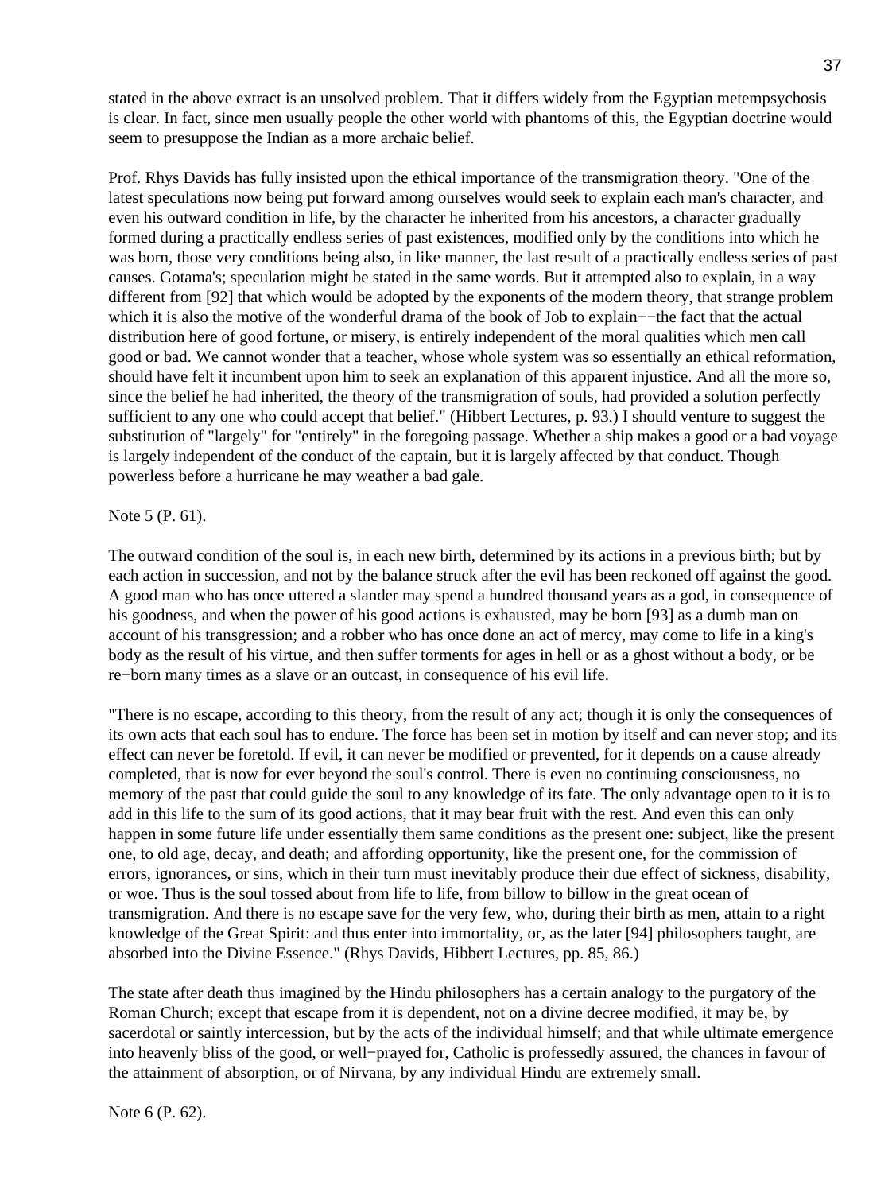stated in the above extract is an unsolved problem. That it differs widely from the Egyptian metempsychosis is clear. In fact, since men usually people the other world with phantoms of this, the Egyptian doctrine would seem to presuppose the Indian as a more archaic belief.

Prof. Rhys Davids has fully insisted upon the ethical importance of the transmigration theory. "One of the latest speculations now being put forward among ourselves would seek to explain each man's character, and even his outward condition in life, by the character he inherited from his ancestors, a character gradually formed during a practically endless series of past existences, modified only by the conditions into which he was born, those very conditions being also, in like manner, the last result of a practically endless series of past causes. Gotama's; speculation might be stated in the same words. But it attempted also to explain, in a way different from [92] that which would be adopted by the exponents of the modern theory, that strange problem which it is also the motive of the wonderful drama of the book of Job to explain−−the fact that the actual distribution here of good fortune, or misery, is entirely independent of the moral qualities which men call good or bad. We cannot wonder that a teacher, whose whole system was so essentially an ethical reformation, should have felt it incumbent upon him to seek an explanation of this apparent injustice. And all the more so, since the belief he had inherited, the theory of the transmigration of souls, had provided a solution perfectly sufficient to any one who could accept that belief." (Hibbert Lectures, p. 93.) I should venture to suggest the substitution of "largely" for "entirely" in the foregoing passage. Whether a ship makes a good or a bad voyage is largely independent of the conduct of the captain, but it is largely affected by that conduct. Though powerless before a hurricane he may weather a bad gale.

Note 5 (P. 61).

The outward condition of the soul is, in each new birth, determined by its actions in a previous birth; but by each action in succession, and not by the balance struck after the evil has been reckoned off against the good. A good man who has once uttered a slander may spend a hundred thousand years as a god, in consequence of his goodness, and when the power of his good actions is exhausted, may be born [93] as a dumb man on account of his transgression; and a robber who has once done an act of mercy, may come to life in a king's body as the result of his virtue, and then suffer torments for ages in hell or as a ghost without a body, or be re−born many times as a slave or an outcast, in consequence of his evil life.

"There is no escape, according to this theory, from the result of any act; though it is only the consequences of its own acts that each soul has to endure. The force has been set in motion by itself and can never stop; and its effect can never be foretold. If evil, it can never be modified or prevented, for it depends on a cause already completed, that is now for ever beyond the soul's control. There is even no continuing consciousness, no memory of the past that could guide the soul to any knowledge of its fate. The only advantage open to it is to add in this life to the sum of its good actions, that it may bear fruit with the rest. And even this can only happen in some future life under essentially them same conditions as the present one: subject, like the present one, to old age, decay, and death; and affording opportunity, like the present one, for the commission of errors, ignorances, or sins, which in their turn must inevitably produce their due effect of sickness, disability, or woe. Thus is the soul tossed about from life to life, from billow to billow in the great ocean of transmigration. And there is no escape save for the very few, who, during their birth as men, attain to a right knowledge of the Great Spirit: and thus enter into immortality, or, as the later [94] philosophers taught, are absorbed into the Divine Essence." (Rhys Davids, Hibbert Lectures, pp. 85, 86.)

The state after death thus imagined by the Hindu philosophers has a certain analogy to the purgatory of the Roman Church; except that escape from it is dependent, not on a divine decree modified, it may be, by sacerdotal or saintly intercession, but by the acts of the individual himself; and that while ultimate emergence into heavenly bliss of the good, or well−prayed for, Catholic is professedly assured, the chances in favour of the attainment of absorption, or of Nirvana, by any individual Hindu are extremely small.

Note 6 (P. 62).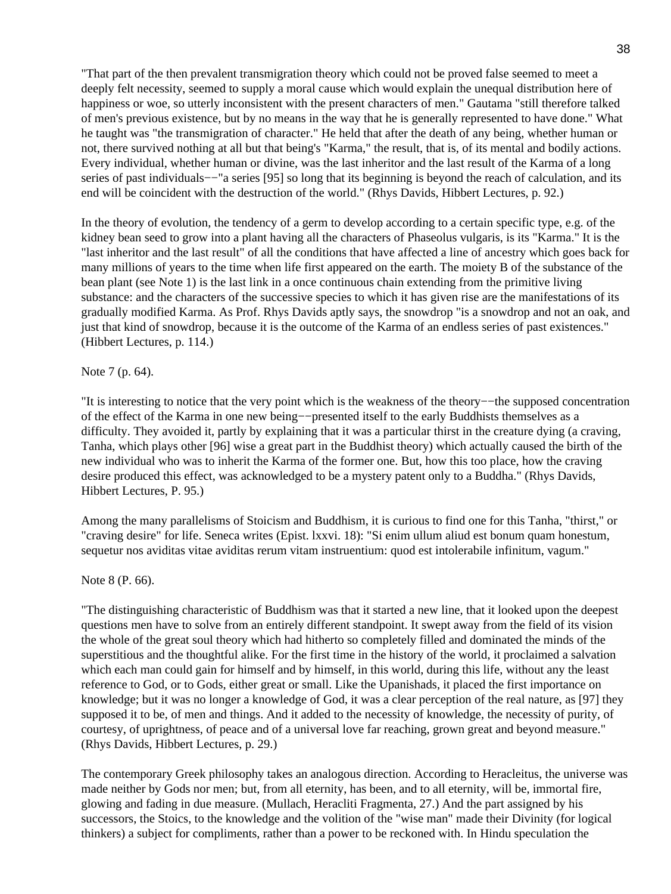"That part of the then prevalent transmigration theory which could not be proved false seemed to meet a deeply felt necessity, seemed to supply a moral cause which would explain the unequal distribution here of happiness or woe, so utterly inconsistent with the present characters of men." Gautama "still therefore talked of men's previous existence, but by no means in the way that he is generally represented to have done." What he taught was "the transmigration of character." He held that after the death of any being, whether human or not, there survived nothing at all but that being's "Karma," the result, that is, of its mental and bodily actions. Every individual, whether human or divine, was the last inheritor and the last result of the Karma of a long series of past individuals−−"a series [95] so long that its beginning is beyond the reach of calculation, and its end will be coincident with the destruction of the world." (Rhys Davids, Hibbert Lectures, p. 92.)

In the theory of evolution, the tendency of a germ to develop according to a certain specific type, e.g. of the kidney bean seed to grow into a plant having all the characters of Phaseolus vulgaris, is its "Karma." It is the "last inheritor and the last result" of all the conditions that have affected a line of ancestry which goes back for many millions of years to the time when life first appeared on the earth. The moiety B of the substance of the bean plant (see Note 1) is the last link in a once continuous chain extending from the primitive living substance: and the characters of the successive species to which it has given rise are the manifestations of its gradually modified Karma. As Prof. Rhys Davids aptly says, the snowdrop "is a snowdrop and not an oak, and just that kind of snowdrop, because it is the outcome of the Karma of an endless series of past existences." (Hibbert Lectures, p. 114.)

Note 7 (p. 64).

"It is interesting to notice that the very point which is the weakness of the theory−−the supposed concentration of the effect of the Karma in one new being−−presented itself to the early Buddhists themselves as a difficulty. They avoided it, partly by explaining that it was a particular thirst in the creature dying (a craving, Tanha, which plays other [96] wise a great part in the Buddhist theory) which actually caused the birth of the new individual who was to inherit the Karma of the former one. But, how this too place, how the craving desire produced this effect, was acknowledged to be a mystery patent only to a Buddha." (Rhys Davids, Hibbert Lectures, P. 95.)

Among the many parallelisms of Stoicism and Buddhism, it is curious to find one for this Tanha, "thirst," or "craving desire" for life. Seneca writes (Epist. lxxvi. 18): "Si enim ullum aliud est bonum quam honestum, sequetur nos aviditas vitae aviditas rerum vitam instruentium: quod est intolerabile infinitum, vagum."

Note 8 (P. 66).

"The distinguishing characteristic of Buddhism was that it started a new line, that it looked upon the deepest questions men have to solve from an entirely different standpoint. It swept away from the field of its vision the whole of the great soul theory which had hitherto so completely filled and dominated the minds of the superstitious and the thoughtful alike. For the first time in the history of the world, it proclaimed a salvation which each man could gain for himself and by himself, in this world, during this life, without any the least reference to God, or to Gods, either great or small. Like the Upanishads, it placed the first importance on knowledge; but it was no longer a knowledge of God, it was a clear perception of the real nature, as [97] they supposed it to be, of men and things. And it added to the necessity of knowledge, the necessity of purity, of courtesy, of uprightness, of peace and of a universal love far reaching, grown great and beyond measure." (Rhys Davids, Hibbert Lectures, p. 29.)

The contemporary Greek philosophy takes an analogous direction. According to Heracleitus, the universe was made neither by Gods nor men; but, from all eternity, has been, and to all eternity, will be, immortal fire, glowing and fading in due measure. (Mullach, Heracliti Fragmenta, 27.) And the part assigned by his successors, the Stoics, to the knowledge and the volition of the "wise man" made their Divinity (for logical thinkers) a subject for compliments, rather than a power to be reckoned with. In Hindu speculation the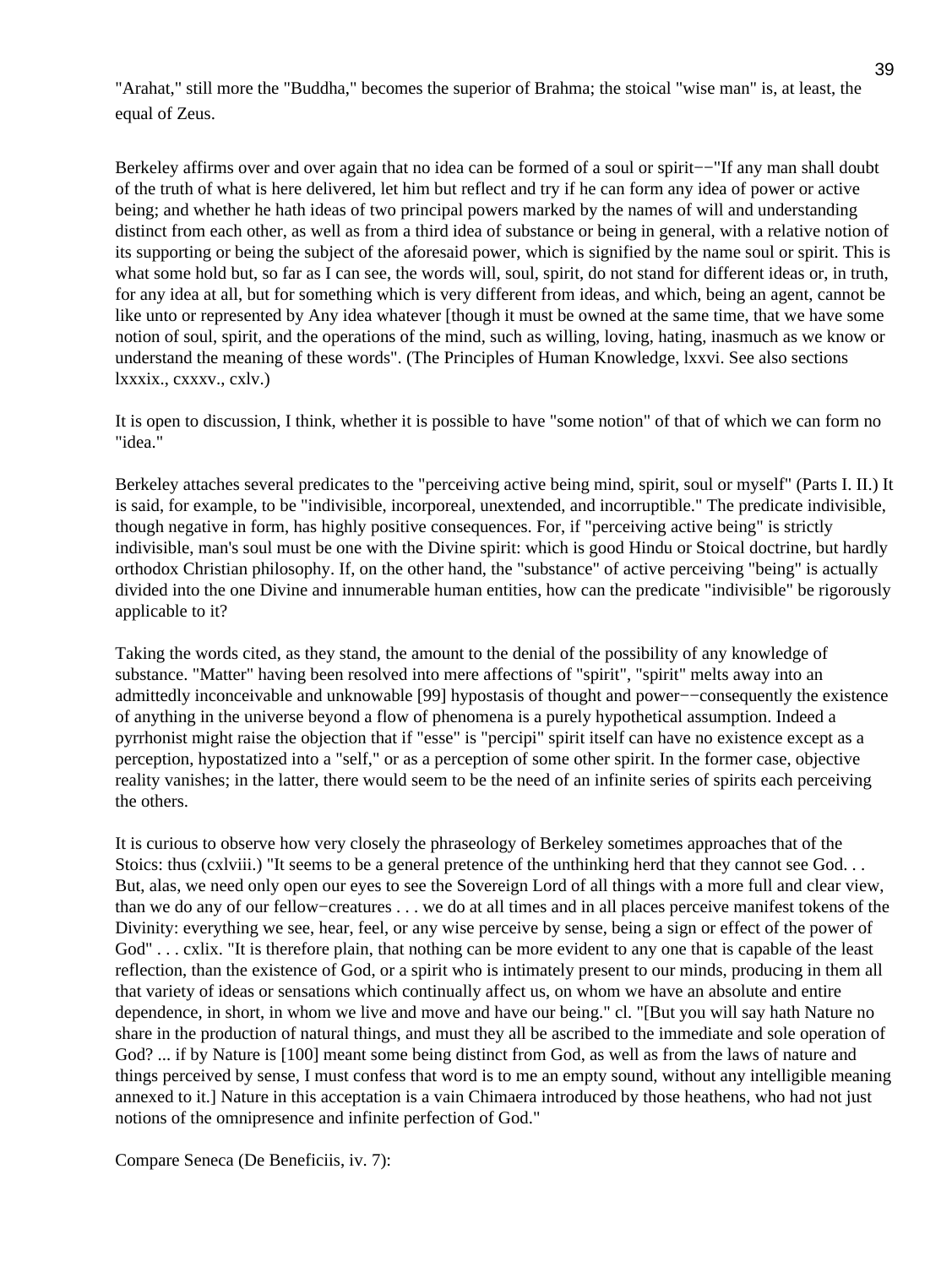"Arahat," still more the "Buddha," becomes the superior of Brahma; the stoical "wise man" is, at least, the equal of Zeus.

Berkeley affirms over and over again that no idea can be formed of a soul or spirit−−"If any man shall doubt of the truth of what is here delivered, let him but reflect and try if he can form any idea of power or active being; and whether he hath ideas of two principal powers marked by the names of will and understanding distinct from each other, as well as from a third idea of substance or being in general, with a relative notion of its supporting or being the subject of the aforesaid power, which is signified by the name soul or spirit. This is what some hold but, so far as I can see, the words will, soul, spirit, do not stand for different ideas or, in truth, for any idea at all, but for something which is very different from ideas, and which, being an agent, cannot be like unto or represented by Any idea whatever [though it must be owned at the same time, that we have some notion of soul, spirit, and the operations of the mind, such as willing, loving, hating, inasmuch as we know or understand the meaning of these words". (The Principles of Human Knowledge, lxxvi. See also sections lxxxix., cxxxv., cxlv.)

It is open to discussion, I think, whether it is possible to have "some notion" of that of which we can form no "idea."

Berkeley attaches several predicates to the "perceiving active being mind, spirit, soul or myself" (Parts I. II.) It is said, for example, to be "indivisible, incorporeal, unextended, and incorruptible." The predicate indivisible, though negative in form, has highly positive consequences. For, if "perceiving active being" is strictly indivisible, man's soul must be one with the Divine spirit: which is good Hindu or Stoical doctrine, but hardly orthodox Christian philosophy. If, on the other hand, the "substance" of active perceiving "being" is actually divided into the one Divine and innumerable human entities, how can the predicate "indivisible" be rigorously applicable to it?

Taking the words cited, as they stand, the amount to the denial of the possibility of any knowledge of substance. "Matter" having been resolved into mere affections of "spirit", "spirit" melts away into an admittedly inconceivable and unknowable [99] hypostasis of thought and power−−consequently the existence of anything in the universe beyond a flow of phenomena is a purely hypothetical assumption. Indeed a pyrrhonist might raise the objection that if "esse" is "percipi" spirit itself can have no existence except as a perception, hypostatized into a "self," or as a perception of some other spirit. In the former case, objective reality vanishes; in the latter, there would seem to be the need of an infinite series of spirits each perceiving the others.

It is curious to observe how very closely the phraseology of Berkeley sometimes approaches that of the Stoics: thus (cxlviii.) "It seems to be a general pretence of the unthinking herd that they cannot see God. . . But, alas, we need only open our eyes to see the Sovereign Lord of all things with a more full and clear view, than we do any of our fellow−creatures . . . we do at all times and in all places perceive manifest tokens of the Divinity: everything we see, hear, feel, or any wise perceive by sense, being a sign or effect of the power of God" . . . cxlix. "It is therefore plain, that nothing can be more evident to any one that is capable of the least reflection, than the existence of God, or a spirit who is intimately present to our minds, producing in them all that variety of ideas or sensations which continually affect us, on whom we have an absolute and entire dependence, in short, in whom we live and move and have our being." cl. "[But you will say hath Nature no share in the production of natural things, and must they all be ascribed to the immediate and sole operation of God? ... if by Nature is [100] meant some being distinct from God, as well as from the laws of nature and things perceived by sense, I must confess that word is to me an empty sound, without any intelligible meaning annexed to it.] Nature in this acceptation is a vain Chimaera introduced by those heathens, who had not just notions of the omnipresence and infinite perfection of God."

Compare Seneca (De Beneficiis, iv. 7):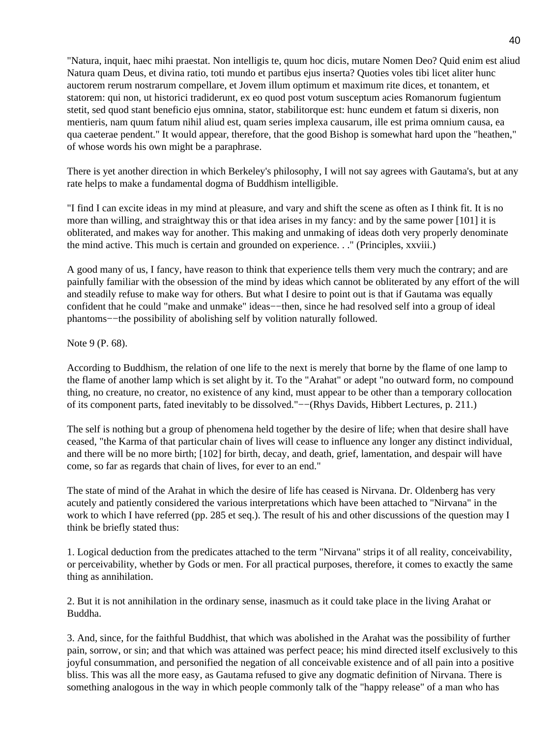"Natura, inquit, haec mihi praestat. Non intelligis te, quum hoc dicis, mutare Nomen Deo? Quid enim est aliud Natura quam Deus, et divina ratio, toti mundo et partibus ejus inserta? Quoties voles tibi licet aliter hunc auctorem rerum nostrarum compellare, et Jovem illum optimum et maximum rite dices, et tonantem, et statorem: qui non, ut historici tradiderunt, ex eo quod post votum susceptum acies Romanorum fugientum stetit, sed quod stant beneficio ejus omnina, stator, stabilitorque est: hunc eundem et fatum si dixeris, non mentieris, nam quum fatum nihil aliud est, quam series implexa causarum, ille est prima omnium causa, ea qua caeterae pendent." It would appear, therefore, that the good Bishop is somewhat hard upon the "heathen," of whose words his own might be a paraphrase.

There is yet another direction in which Berkeley's philosophy, I will not say agrees with Gautama's, but at any rate helps to make a fundamental dogma of Buddhism intelligible.

"I find I can excite ideas in my mind at pleasure, and vary and shift the scene as often as I think fit. It is no more than willing, and straightway this or that idea arises in my fancy: and by the same power [101] it is obliterated, and makes way for another. This making and unmaking of ideas doth very properly denominate the mind active. This much is certain and grounded on experience. . ." (Principles, xxviii.)

A good many of us, I fancy, have reason to think that experience tells them very much the contrary; and are painfully familiar with the obsession of the mind by ideas which cannot be obliterated by any effort of the will and steadily refuse to make way for others. But what I desire to point out is that if Gautama was equally confident that he could "make and unmake" ideas−−then, since he had resolved self into a group of ideal phantoms−−the possibility of abolishing self by volition naturally followed.

Note 9 (P. 68).

According to Buddhism, the relation of one life to the next is merely that borne by the flame of one lamp to the flame of another lamp which is set alight by it. To the "Arahat" or adept "no outward form, no compound thing, no creature, no creator, no existence of any kind, must appear to be other than a temporary collocation of its component parts, fated inevitably to be dissolved."−−(Rhys Davids, Hibbert Lectures, p. 211.)

The self is nothing but a group of phenomena held together by the desire of life; when that desire shall have ceased, "the Karma of that particular chain of lives will cease to influence any longer any distinct individual, and there will be no more birth; [102] for birth, decay, and death, grief, lamentation, and despair will have come, so far as regards that chain of lives, for ever to an end."

The state of mind of the Arahat in which the desire of life has ceased is Nirvana. Dr. Oldenberg has very acutely and patiently considered the various interpretations which have been attached to "Nirvana" in the work to which I have referred (pp. 285 et seq.). The result of his and other discussions of the question may I think be briefly stated thus:

1. Logical deduction from the predicates attached to the term "Nirvana" strips it of all reality, conceivability, or perceivability, whether by Gods or men. For all practical purposes, therefore, it comes to exactly the same thing as annihilation.

2. But it is not annihilation in the ordinary sense, inasmuch as it could take place in the living Arahat or Buddha.

3. And, since, for the faithful Buddhist, that which was abolished in the Arahat was the possibility of further pain, sorrow, or sin; and that which was attained was perfect peace; his mind directed itself exclusively to this joyful consummation, and personified the negation of all conceivable existence and of all pain into a positive bliss. This was all the more easy, as Gautama refused to give any dogmatic definition of Nirvana. There is something analogous in the way in which people commonly talk of the "happy release" of a man who has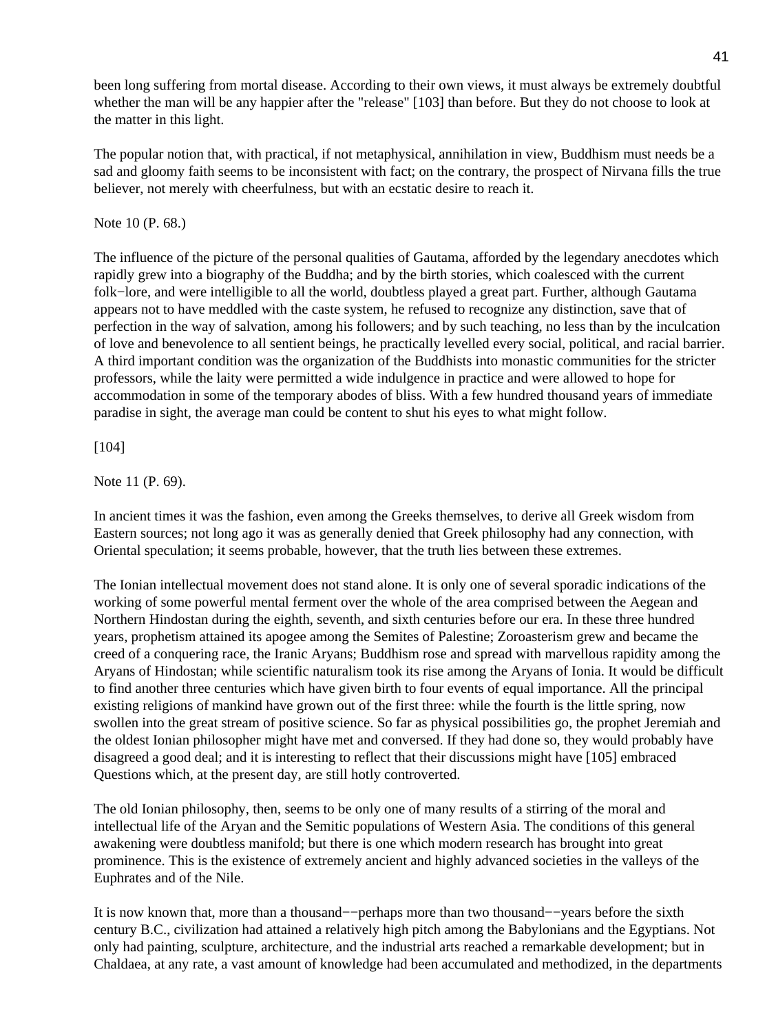been long suffering from mortal disease. According to their own views, it must always be extremely doubtful whether the man will be any happier after the "release" [103] than before. But they do not choose to look at the matter in this light.

The popular notion that, with practical, if not metaphysical, annihilation in view, Buddhism must needs be a sad and gloomy faith seems to be inconsistent with fact; on the contrary, the prospect of Nirvana fills the true believer, not merely with cheerfulness, but with an ecstatic desire to reach it.

Note 10 (P. 68.)

The influence of the picture of the personal qualities of Gautama, afforded by the legendary anecdotes which rapidly grew into a biography of the Buddha; and by the birth stories, which coalesced with the current folk−lore, and were intelligible to all the world, doubtless played a great part. Further, although Gautama appears not to have meddled with the caste system, he refused to recognize any distinction, save that of perfection in the way of salvation, among his followers; and by such teaching, no less than by the inculcation of love and benevolence to all sentient beings, he practically levelled every social, political, and racial barrier. A third important condition was the organization of the Buddhists into monastic communities for the stricter professors, while the laity were permitted a wide indulgence in practice and were allowed to hope for accommodation in some of the temporary abodes of bliss. With a few hundred thousand years of immediate paradise in sight, the average man could be content to shut his eyes to what might follow.

[104]

Note 11 (P. 69).

In ancient times it was the fashion, even among the Greeks themselves, to derive all Greek wisdom from Eastern sources; not long ago it was as generally denied that Greek philosophy had any connection, with Oriental speculation; it seems probable, however, that the truth lies between these extremes.

The Ionian intellectual movement does not stand alone. It is only one of several sporadic indications of the working of some powerful mental ferment over the whole of the area comprised between the Aegean and Northern Hindostan during the eighth, seventh, and sixth centuries before our era. In these three hundred years, prophetism attained its apogee among the Semites of Palestine; Zoroasterism grew and became the creed of a conquering race, the Iranic Aryans; Buddhism rose and spread with marvellous rapidity among the Aryans of Hindostan; while scientific naturalism took its rise among the Aryans of Ionia. It would be difficult to find another three centuries which have given birth to four events of equal importance. All the principal existing religions of mankind have grown out of the first three: while the fourth is the little spring, now swollen into the great stream of positive science. So far as physical possibilities go, the prophet Jeremiah and the oldest Ionian philosopher might have met and conversed. If they had done so, they would probably have disagreed a good deal; and it is interesting to reflect that their discussions might have [105] embraced Questions which, at the present day, are still hotly controverted.

The old Ionian philosophy, then, seems to be only one of many results of a stirring of the moral and intellectual life of the Aryan and the Semitic populations of Western Asia. The conditions of this general awakening were doubtless manifold; but there is one which modern research has brought into great prominence. This is the existence of extremely ancient and highly advanced societies in the valleys of the Euphrates and of the Nile.

It is now known that, more than a thousand−−perhaps more than two thousand−−years before the sixth century B.C., civilization had attained a relatively high pitch among the Babylonians and the Egyptians. Not only had painting, sculpture, architecture, and the industrial arts reached a remarkable development; but in Chaldaea, at any rate, a vast amount of knowledge had been accumulated and methodized, in the departments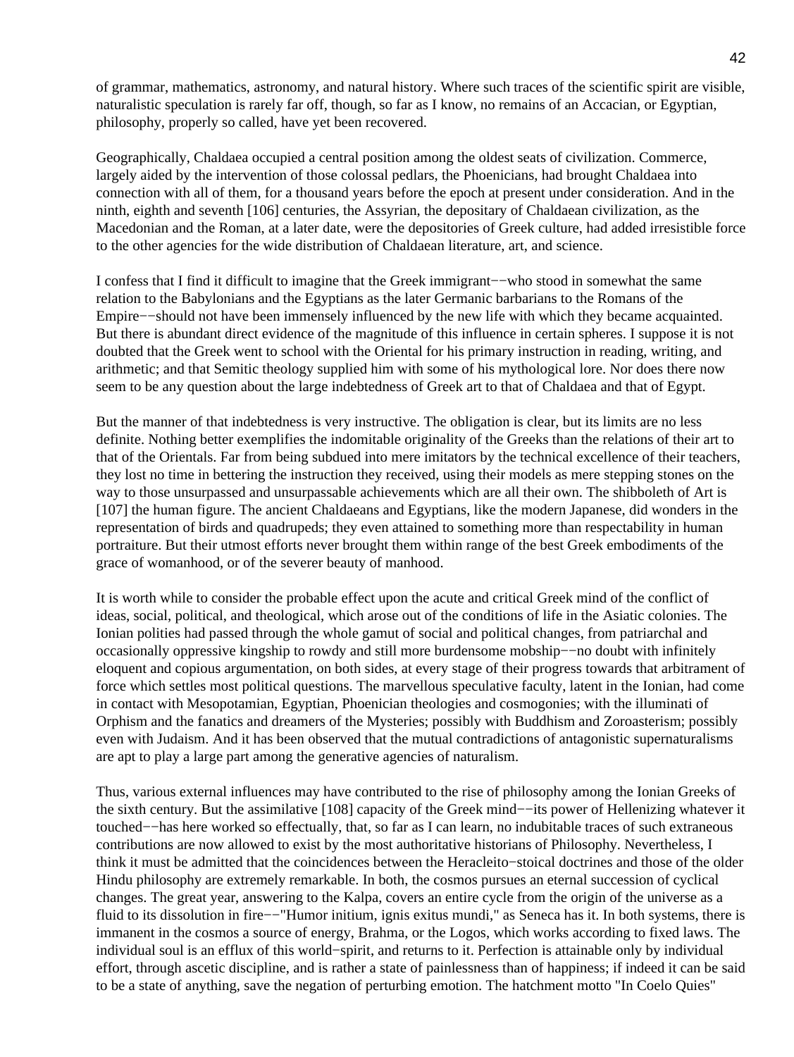of grammar, mathematics, astronomy, and natural history. Where such traces of the scientific spirit are visible, naturalistic speculation is rarely far off, though, so far as I know, no remains of an Accacian, or Egyptian, philosophy, properly so called, have yet been recovered.

Geographically, Chaldaea occupied a central position among the oldest seats of civilization. Commerce, largely aided by the intervention of those colossal pedlars, the Phoenicians, had brought Chaldaea into connection with all of them, for a thousand years before the epoch at present under consideration. And in the ninth, eighth and seventh [106] centuries, the Assyrian, the depositary of Chaldaean civilization, as the Macedonian and the Roman, at a later date, were the depositories of Greek culture, had added irresistible force to the other agencies for the wide distribution of Chaldaean literature, art, and science.

I confess that I find it difficult to imagine that the Greek immigrant−−who stood in somewhat the same relation to the Babylonians and the Egyptians as the later Germanic barbarians to the Romans of the Empire−−should not have been immensely influenced by the new life with which they became acquainted. But there is abundant direct evidence of the magnitude of this influence in certain spheres. I suppose it is not doubted that the Greek went to school with the Oriental for his primary instruction in reading, writing, and arithmetic; and that Semitic theology supplied him with some of his mythological lore. Nor does there now seem to be any question about the large indebtedness of Greek art to that of Chaldaea and that of Egypt.

But the manner of that indebtedness is very instructive. The obligation is clear, but its limits are no less definite. Nothing better exemplifies the indomitable originality of the Greeks than the relations of their art to that of the Orientals. Far from being subdued into mere imitators by the technical excellence of their teachers, they lost no time in bettering the instruction they received, using their models as mere stepping stones on the way to those unsurpassed and unsurpassable achievements which are all their own. The shibboleth of Art is [107] the human figure. The ancient Chaldaeans and Egyptians, like the modern Japanese, did wonders in the representation of birds and quadrupeds; they even attained to something more than respectability in human portraiture. But their utmost efforts never brought them within range of the best Greek embodiments of the grace of womanhood, or of the severer beauty of manhood.

It is worth while to consider the probable effect upon the acute and critical Greek mind of the conflict of ideas, social, political, and theological, which arose out of the conditions of life in the Asiatic colonies. The Ionian polities had passed through the whole gamut of social and political changes, from patriarchal and occasionally oppressive kingship to rowdy and still more burdensome mobship−−no doubt with infinitely eloquent and copious argumentation, on both sides, at every stage of their progress towards that arbitrament of force which settles most political questions. The marvellous speculative faculty, latent in the Ionian, had come in contact with Mesopotamian, Egyptian, Phoenician theologies and cosmogonies; with the illuminati of Orphism and the fanatics and dreamers of the Mysteries; possibly with Buddhism and Zoroasterism; possibly even with Judaism. And it has been observed that the mutual contradictions of antagonistic supernaturalisms are apt to play a large part among the generative agencies of naturalism.

Thus, various external influences may have contributed to the rise of philosophy among the Ionian Greeks of the sixth century. But the assimilative [108] capacity of the Greek mind−−its power of Hellenizing whatever it touched−−has here worked so effectually, that, so far as I can learn, no indubitable traces of such extraneous contributions are now allowed to exist by the most authoritative historians of Philosophy. Nevertheless, I think it must be admitted that the coincidences between the Heracleito−stoical doctrines and those of the older Hindu philosophy are extremely remarkable. In both, the cosmos pursues an eternal succession of cyclical changes. The great year, answering to the Kalpa, covers an entire cycle from the origin of the universe as a fluid to its dissolution in fire−−"Humor initium, ignis exitus mundi," as Seneca has it. In both systems, there is immanent in the cosmos a source of energy, Brahma, or the Logos, which works according to fixed laws. The individual soul is an efflux of this world−spirit, and returns to it. Perfection is attainable only by individual effort, through ascetic discipline, and is rather a state of painlessness than of happiness; if indeed it can be said to be a state of anything, save the negation of perturbing emotion. The hatchment motto "In Coelo Quies"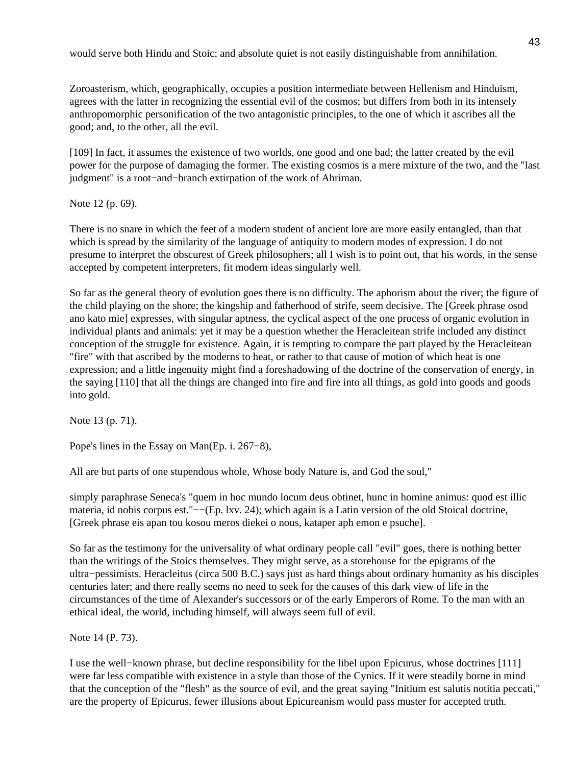would serve both Hindu and Stoic; and absolute quiet is not easily distinguishable from annihilation.

Zoroasterism, which, geographically, occupies a position intermediate between Hellenism and Hinduism, agrees with the latter in recognizing the essential evil of the cosmos; but differs from both in its intensely anthropomorphic personification of the two antagonistic principles, to the one of which it ascribes all the good; and, to the other, all the evil.

[109] In fact, it assumes the existence of two worlds, one good and one bad; the latter created by the evil power for the purpose of damaging the former. The existing cosmos is a mere mixture of the two, and the "last judgment" is a root−and−branch extirpation of the work of Ahriman.

Note 12 (p. 69).

There is no snare in which the feet of a modern student of ancient lore are more easily entangled, than that which is spread by the similarity of the language of antiquity to modern modes of expression. I do not presume to interpret the obscurest of Greek philosophers; all I wish is to point out, that his words, in the sense accepted by competent interpreters, fit modern ideas singularly well.

So far as the general theory of evolution goes there is no difficulty. The aphorism about the river; the figure of the child playing on the shore; the kingship and fatherhood of strife, seem decisive. The [Greek phrase osod ano kato mie] expresses, with singular aptness, the cyclical aspect of the one process of organic evolution in individual plants and animals: yet it may be a question whether the Heracleitean strife included any distinct conception of the struggle for existence. Again, it is tempting to compare the part played by the Heracleitean "fire" with that ascribed by the moderns to heat, or rather to that cause of motion of which heat is one expression; and a little ingenuity might find a foreshadowing of the doctrine of the conservation of energy, in the saying [110] that all the things are changed into fire and fire into all things, as gold into goods and goods into gold.

Note 13 (p. 71).

Pope's lines in the Essay on Man(Ep. i. 267−8),

All are but parts of one stupendous whole, Whose body Nature is, and God the soul,"

simply paraphrase Seneca's "quem in hoc mundo locum deus obtinet, hunc in homine animus: quod est illic materia, id nobis corpus est."−−(Ep. lxv. 24); which again is a Latin version of the old Stoical doctrine, [Greek phrase eis apan tou kosou meros diekei o nous, kataper aph emon e psuche].

So far as the testimony for the universality of what ordinary people call "evil" goes, there is nothing better than the writings of the Stoics themselves. They might serve, as a storehouse for the epigrams of the ultra−pessimists. Heracleitus (circa 500 B.C.) says just as hard things about ordinary humanity as his disciples centuries later; and there really seems no need to seek for the causes of this dark view of life in the circumstances of the time of Alexander's successors or of the early Emperors of Rome. To the man with an ethical ideal, the world, including himself, will always seem full of evil.

Note 14 (P. 73).

I use the well−known phrase, but decline responsibility for the libel upon Epicurus, whose doctrines [111] were far less compatible with existence in a style than those of the Cynics. If it were steadily borne in mind that the conception of the "flesh" as the source of evil, and the great saying "Initium est salutis notitia peccati," are the property of Epicurus, fewer illusions about Epicureanism would pass muster for accepted truth.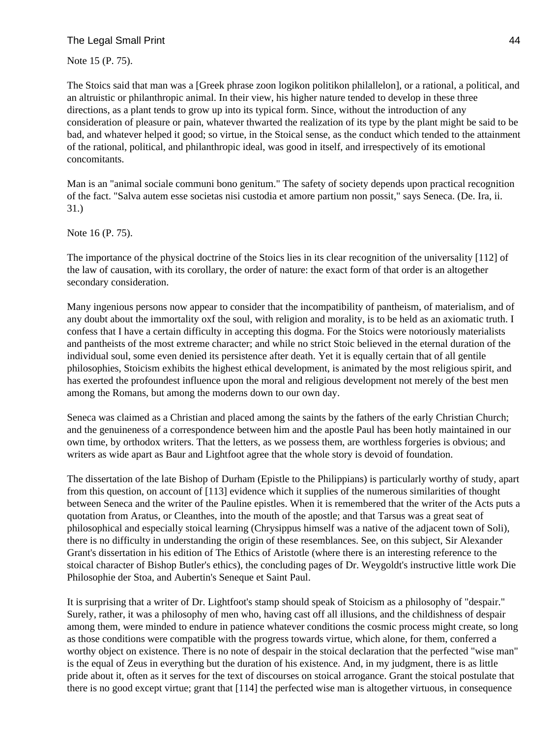Note 15 (P. 75).

The Stoics said that man was a [Greek phrase zoon logikon politikon philallelon], or a rational, a political, and an altruistic or philanthropic animal. In their view, his higher nature tended to develop in these three directions, as a plant tends to grow up into its typical form. Since, without the introduction of any consideration of pleasure or pain, whatever thwarted the realization of its type by the plant might be said to be bad, and whatever helped it good; so virtue, in the Stoical sense, as the conduct which tended to the attainment of the rational, political, and philanthropic ideal, was good in itself, and irrespectively of its emotional concomitants.

Man is an "animal sociale communi bono genitum." The safety of society depends upon practical recognition of the fact. "Salva autem esse societas nisi custodia et amore partium non possit," says Seneca. (De. Ira, ii. 31.)

Note 16 (P. 75).

The importance of the physical doctrine of the Stoics lies in its clear recognition of the universality [112] of the law of causation, with its corollary, the order of nature: the exact form of that order is an altogether secondary consideration.

Many ingenious persons now appear to consider that the incompatibility of pantheism, of materialism, and of any doubt about the immortality oxf the soul, with religion and morality, is to be held as an axiomatic truth. I confess that I have a certain difficulty in accepting this dogma. For the Stoics were notoriously materialists and pantheists of the most extreme character; and while no strict Stoic believed in the eternal duration of the individual soul, some even denied its persistence after death. Yet it is equally certain that of all gentile philosophies, Stoicism exhibits the highest ethical development, is animated by the most religious spirit, and has exerted the profoundest influence upon the moral and religious development not merely of the best men among the Romans, but among the moderns down to our own day.

Seneca was claimed as a Christian and placed among the saints by the fathers of the early Christian Church; and the genuineness of a correspondence between him and the apostle Paul has been hotly maintained in our own time, by orthodox writers. That the letters, as we possess them, are worthless forgeries is obvious; and writers as wide apart as Baur and Lightfoot agree that the whole story is devoid of foundation.

The dissertation of the late Bishop of Durham (Epistle to the Philippians) is particularly worthy of study, apart from this question, on account of [113] evidence which it supplies of the numerous similarities of thought between Seneca and the writer of the Pauline epistles. When it is remembered that the writer of the Acts puts a quotation from Aratus, or Cleanthes, into the mouth of the apostle; and that Tarsus was a great seat of philosophical and especially stoical learning (Chrysippus himself was a native of the adjacent town of Soli), there is no difficulty in understanding the origin of these resemblances. See, on this subject, Sir Alexander Grant's dissertation in his edition of The Ethics of Aristotle (where there is an interesting reference to the stoical character of Bishop Butler's ethics), the concluding pages of Dr. Weygoldt's instructive little work Die Philosophie der Stoa, and Aubertin's Seneque et Saint Paul.

It is surprising that a writer of Dr. Lightfoot's stamp should speak of Stoicism as a philosophy of "despair." Surely, rather, it was a philosophy of men who, having cast off all illusions, and the childishness of despair among them, were minded to endure in patience whatever conditions the cosmic process might create, so long as those conditions were compatible with the progress towards virtue, which alone, for them, conferred a worthy object on existence. There is no note of despair in the stoical declaration that the perfected "wise man" is the equal of Zeus in everything but the duration of his existence. And, in my judgment, there is as little pride about it, often as it serves for the text of discourses on stoical arrogance. Grant the stoical postulate that there is no good except virtue; grant that [114] the perfected wise man is altogether virtuous, in consequence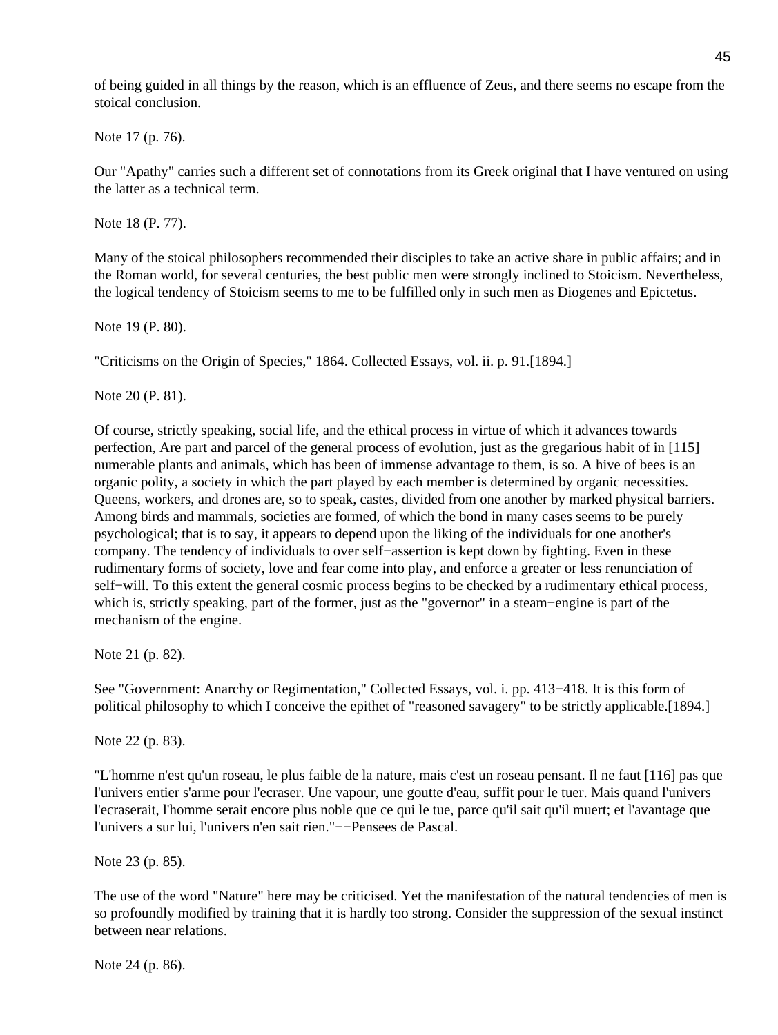of being guided in all things by the reason, which is an effluence of Zeus, and there seems no escape from the stoical conclusion.

Note 17 (p. 76).

Our "Apathy" carries such a different set of connotations from its Greek original that I have ventured on using the latter as a technical term.

Note 18 (P. 77).

Many of the stoical philosophers recommended their disciples to take an active share in public affairs; and in the Roman world, for several centuries, the best public men were strongly inclined to Stoicism. Nevertheless, the logical tendency of Stoicism seems to me to be fulfilled only in such men as Diogenes and Epictetus.

Note 19 (P. 80).

"Criticisms on the Origin of Species," 1864. Collected Essays, vol. ii. p. 91.[1894.]

Note 20 (P. 81).

Of course, strictly speaking, social life, and the ethical process in virtue of which it advances towards perfection, Are part and parcel of the general process of evolution, just as the gregarious habit of in [115] numerable plants and animals, which has been of immense advantage to them, is so. A hive of bees is an organic polity, a society in which the part played by each member is determined by organic necessities. Queens, workers, and drones are, so to speak, castes, divided from one another by marked physical barriers. Among birds and mammals, societies are formed, of which the bond in many cases seems to be purely psychological; that is to say, it appears to depend upon the liking of the individuals for one another's company. The tendency of individuals to over self−assertion is kept down by fighting. Even in these rudimentary forms of society, love and fear come into play, and enforce a greater or less renunciation of self−will. To this extent the general cosmic process begins to be checked by a rudimentary ethical process, which is, strictly speaking, part of the former, just as the "governor" in a steam−engine is part of the mechanism of the engine.

Note 21 (p. 82).

See "Government: Anarchy or Regimentation," Collected Essays, vol. i. pp. 413−418. It is this form of political philosophy to which I conceive the epithet of "reasoned savagery" to be strictly applicable.[1894.]

Note 22 (p. 83).

"L'homme n'est qu'un roseau, le plus faible de la nature, mais c'est un roseau pensant. Il ne faut [116] pas que l'univers entier s'arme pour l'ecraser. Une vapour, une goutte d'eau, suffit pour le tuer. Mais quand l'univers l'ecraserait, l'homme serait encore plus noble que ce qui le tue, parce qu'il sait qu'il muert; et l'avantage que l'univers a sur lui, l'univers n'en sait rien."−−Pensees de Pascal.

Note 23 (p. 85).

The use of the word "Nature" here may be criticised. Yet the manifestation of the natural tendencies of men is so profoundly modified by training that it is hardly too strong. Consider the suppression of the sexual instinct between near relations.

Note 24 (p. 86).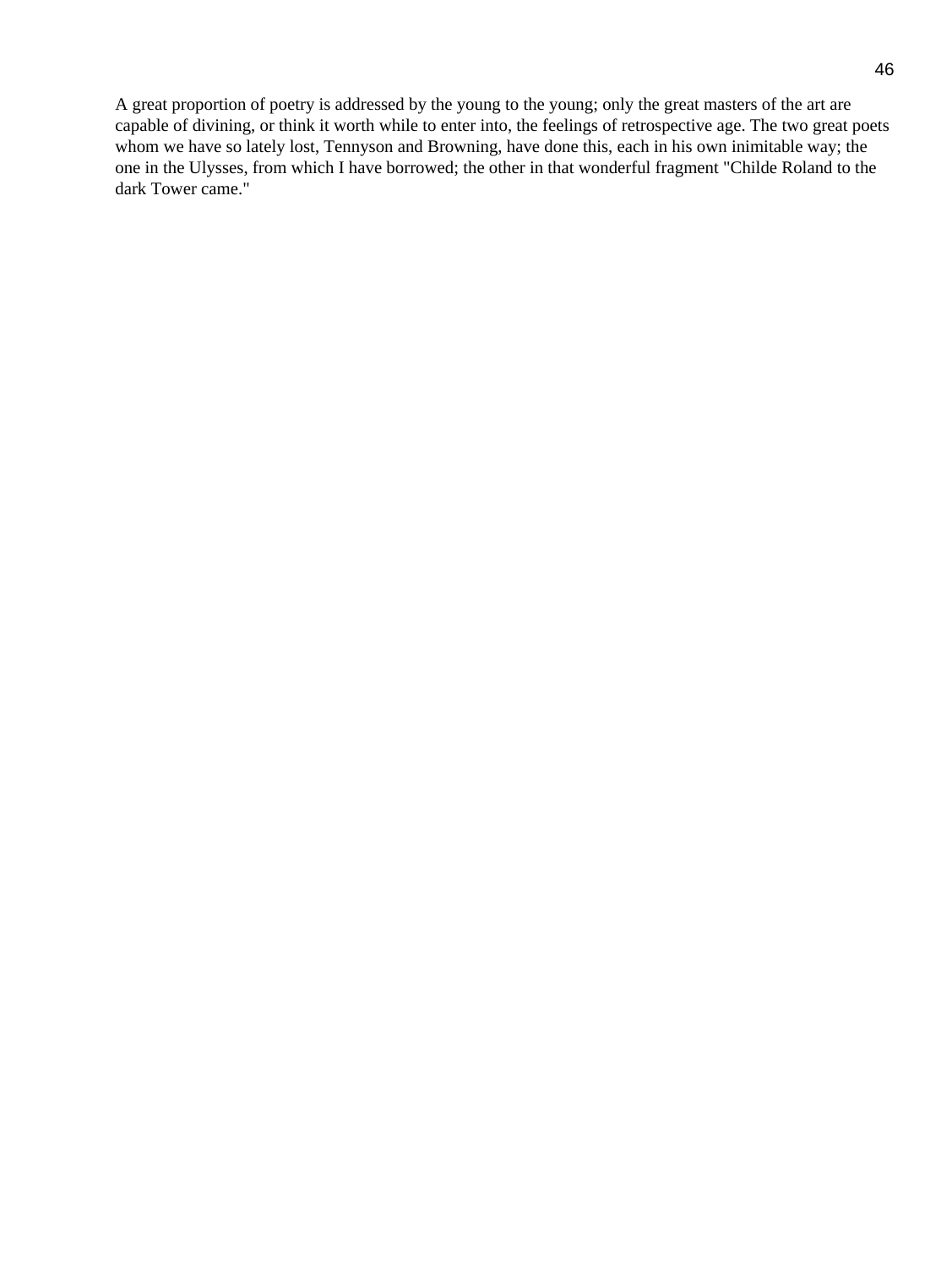A great proportion of poetry is addressed by the young to the young; only the great masters of the art are capable of divining, or think it worth while to enter into, the feelings of retrospective age. The two great poets whom we have so lately lost, Tennyson and Browning, have done this, each in his own inimitable way; the one in the Ulysses, from which I have borrowed; the other in that wonderful fragment "Childe Roland to the dark Tower came."